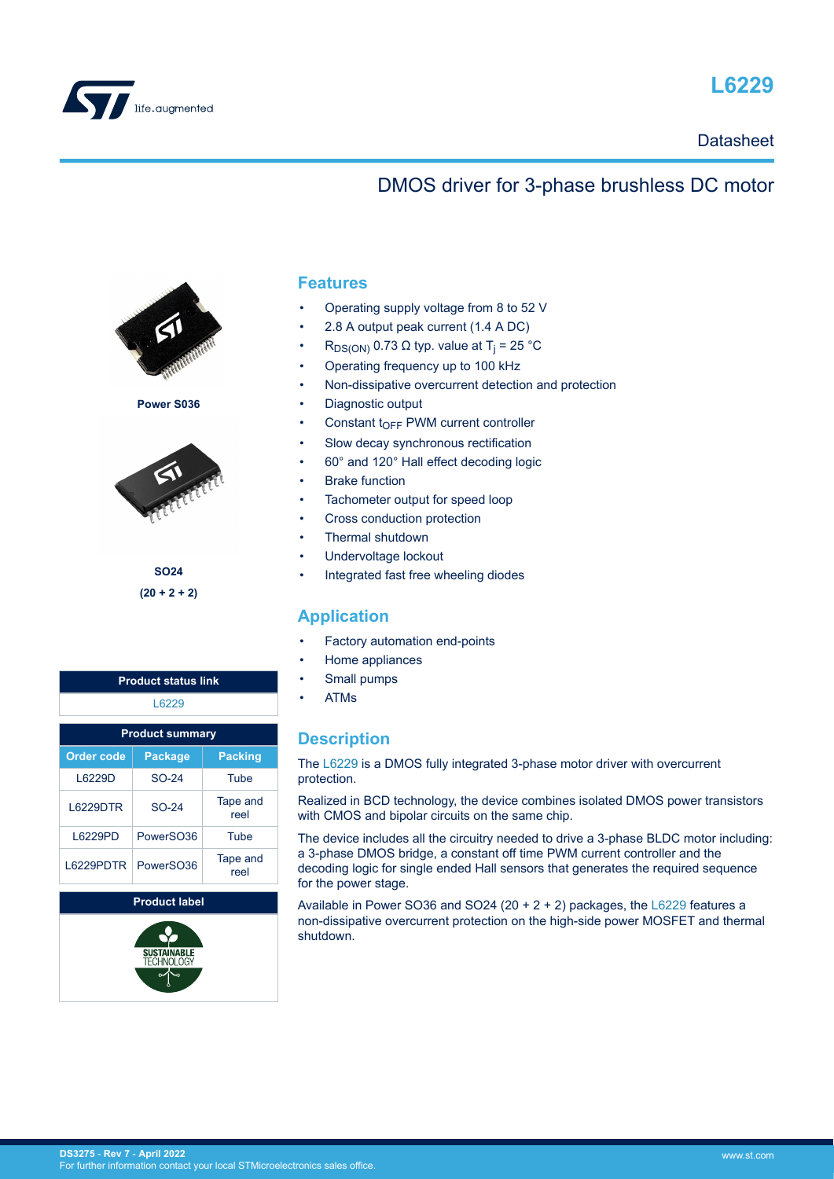# L6229

Datasheet

## DMOS driver for 3-phase brushless DC motor

Power S036

SO24
(20 + 2 + 2)

| Product status link |
| --- |
| L6229 |

| Product summary | | |
| --- | --- | --- |
| **Order code** | **Package** | **Packing** |
| L6229D | SO-24 | Tube |
| L6229DTR | SO-24 | Tape and reel |
| L6229PD | PowerSO36 | Tube |
| L6229PDTR | PowerSO36 | Tape and reel |

| Product label |
| --- |
| SUSTAINABLE TECHNOLOGY |

## Features

- Operating supply voltage from 8 to 52 V
- 2.8 A output peak current (1.4 A DC)
- $R_{DS(ON)}$ 0.73 Ω typ. value at $T_j$ = 25 °C
- Operating frequency up to 100 kHz
- Non-dissipative overcurrent detection and protection
- Diagnostic output
- Constant $t_{OFF}$ PWM current controller
- Slow decay synchronous rectification
- 60° and 120° Hall effect decoding logic
- Brake function
- Tachometer output for speed loop
- Cross conduction protection
- Thermal shutdown
- Undervoltage lockout
- Integrated fast free wheeling diodes

## Application

- Factory automation end-points
- Home appliances
- Small pumps
- ATMs

## Description

The L6229 is a DMOS fully integrated 3-phase motor driver with overcurrent protection.

Realized in BCD technology, the device combines isolated DMOS power transistors with CMOS and bipolar circuits on the same chip.

The device includes all the circuitry needed to drive a 3-phase BLDC motor including: a 3-phase DMOS bridge, a constant off time PWM current controller and the decoding logic for single ended Hall sensors that generates the required sequence for the power stage.

Available in Power SO36 and SO24 (20 + 2 + 2) packages, the L6229 features a non-dissipative overcurrent protection on the high-side power MOSFET and thermal shutdown.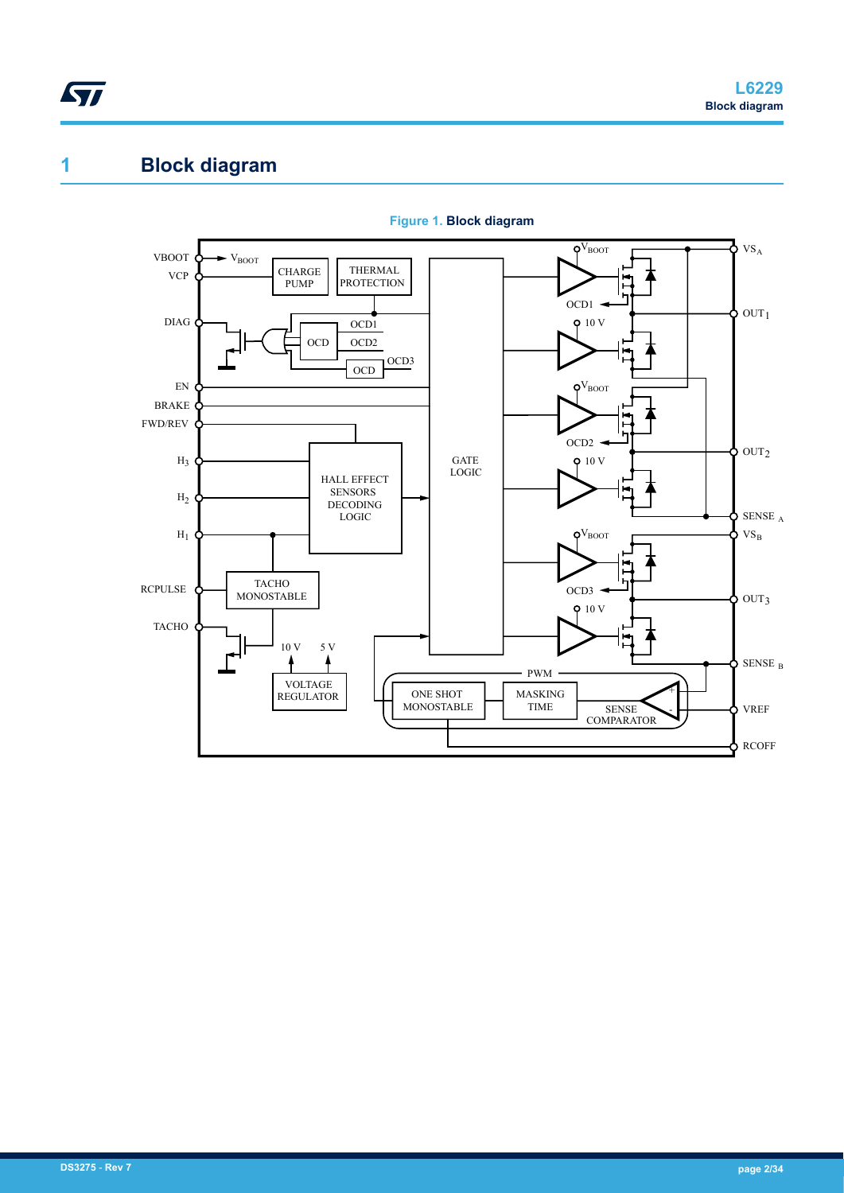# 1 Block diagram

Figure 1. Block diagram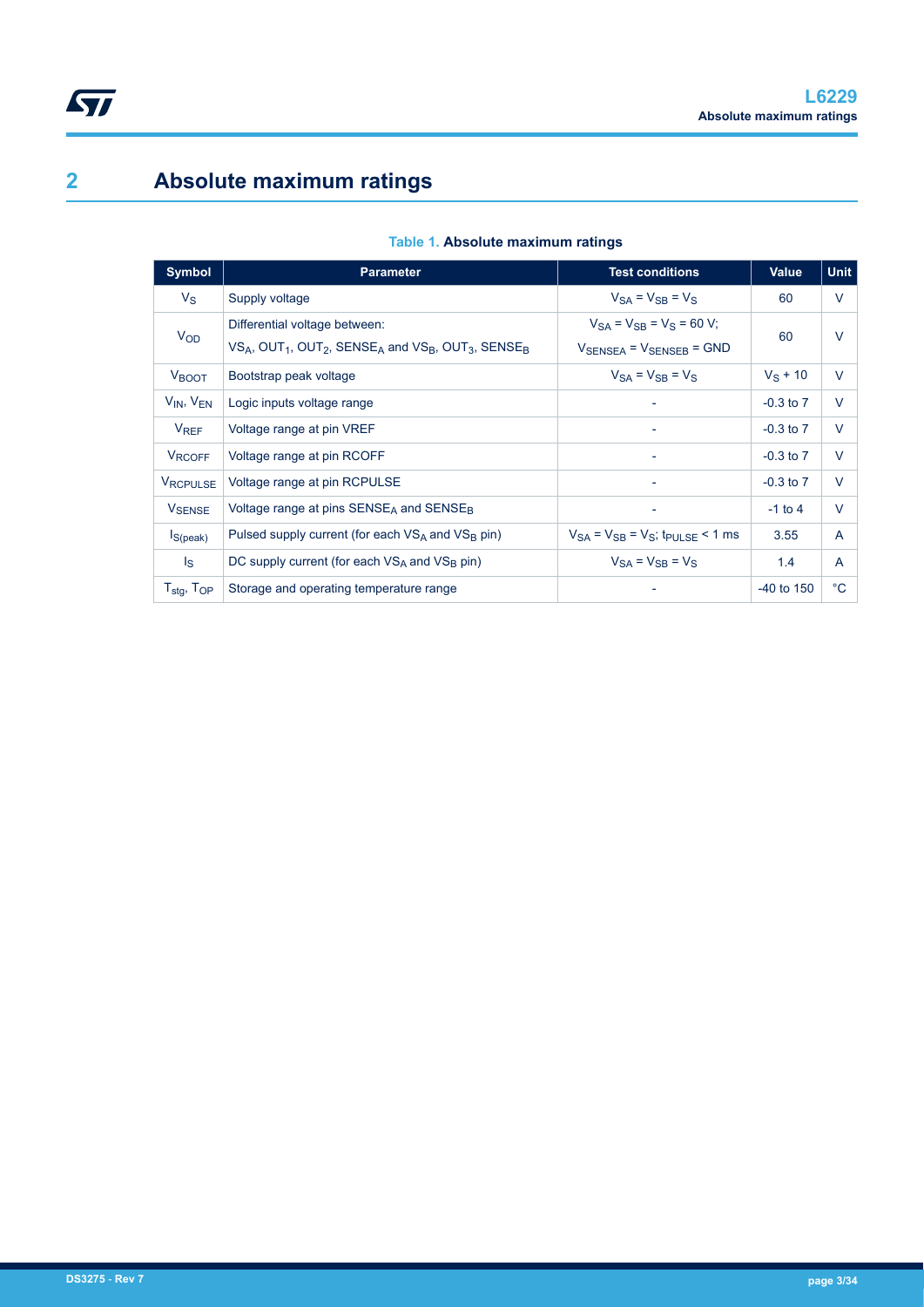# 2 Absolute maximum ratings

**Table 1. Absolute maximum ratings**

| Symbol | Parameter | Test conditions | Value | Unit |
|---|---|---|---|---|
| $V_S$ | Supply voltage | $V_{SA} = V_{SB} = V_S$ | 60 | V |
| $V_{OD}$ | Differential voltage between: $VS_A$, $OUT_1$, $OUT_2$, $SENSE_A$ and $VS_B$, $OUT_3$, $SENSE_B$ | $V_{SA} = V_{SB} = V_S = 60$ V; $V_{SENSEA} = V_{SENSEB} = GND$ | 60 | V |
| $V_{BOOT}$ | Bootstrap peak voltage | $V_{SA} = V_{SB} = V_S$ | $V_S + 10$ | V |
| $V_{IN}$, $V_{EN}$ | Logic inputs voltage range | - | -0.3 to 7 | V |
| $V_{REF}$ | Voltage range at pin VREF | - | -0.3 to 7 | V |
| $V_{RCOFF}$ | Voltage range at pin RCOFF | - | -0.3 to 7 | V |
| $V_{RCPULSE}$ | Voltage range at pin RCPULSE | - | -0.3 to 7 | V |
| $V_{SENSE}$ | Voltage range at pins $SENSE_A$ and $SENSE_B$ | - | -1 to 4 | V |
| $I_{S(peak)}$ | Pulsed supply current (for each $VS_A$ and $VS_B$ pin) | $V_{SA} = V_{SB} = V_S$; $t_{PULSE} < 1$ ms | 3.55 | A |
| $I_S$ | DC supply current (for each $VS_A$ and $VS_B$ pin) | $V_{SA} = V_{SB} = V_S$ | 1.4 | A |
| $T_{stg}$, $T_{OP}$ | Storage and operating temperature range | - | -40 to 150 | °C |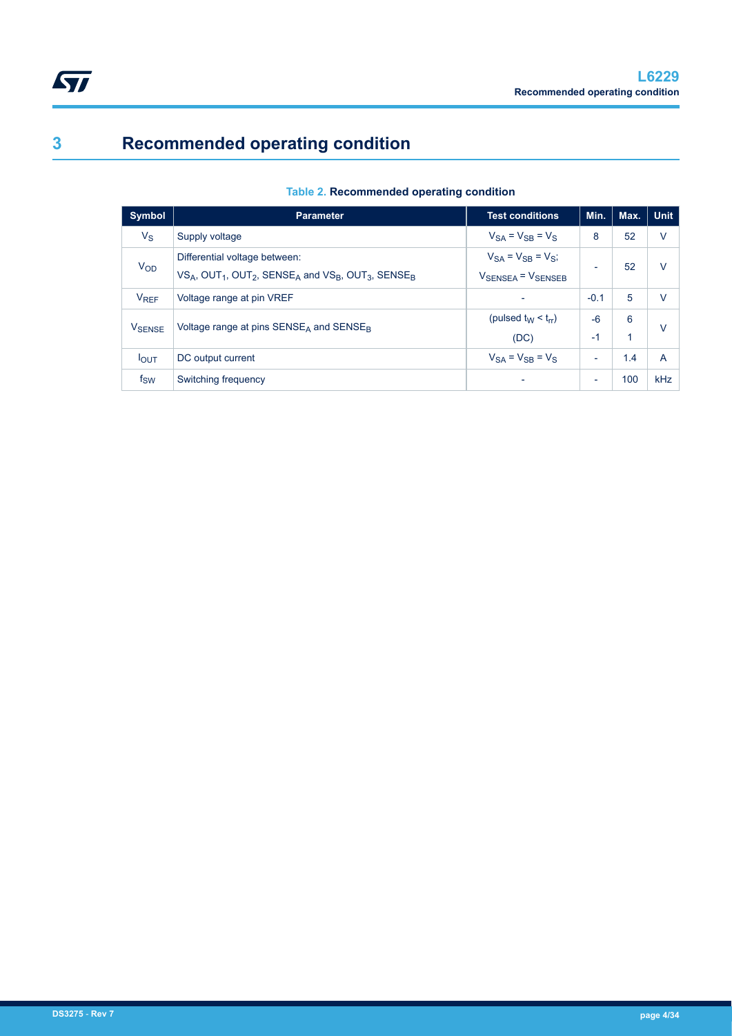# 3 Recommended operating condition

**Table 2. Recommended operating condition**

| Symbol | Parameter | Test conditions | Min. | Max. | Unit |
|---|---|---|---|---|---|
| $V_S$ | Supply voltage | $V_{SA} = V_{SB} = V_S$ | 8 | 52 | V |
| $V_{OD}$ | Differential voltage between: $VS_A$, $OUT_1$, $OUT_2$, $SENSE_A$ and $VS_B$, $OUT_3$, $SENSE_B$ | $V_{SA} = V_{SB} = V_S$; $V_{SENSEA} = V_{SENSEB}$ | - | 52 | V |
| $V_{REF}$ | Voltage range at pin VREF | - | -0.1 | 5 | V |
| $V_{SENSE}$ | Voltage range at pins $SENSE_A$ and $SENSE_B$ | (pulsed $t_W < t_{rr}$) | -6 | 6 | V |
| | | (DC) | -1 | 1 | |
| $I_{OUT}$ | DC output current | $V_{SA} = V_{SB} = V_S$ | - | 1.4 | A |
| $f_{SW}$ | Switching frequency | - | - | 100 | kHz |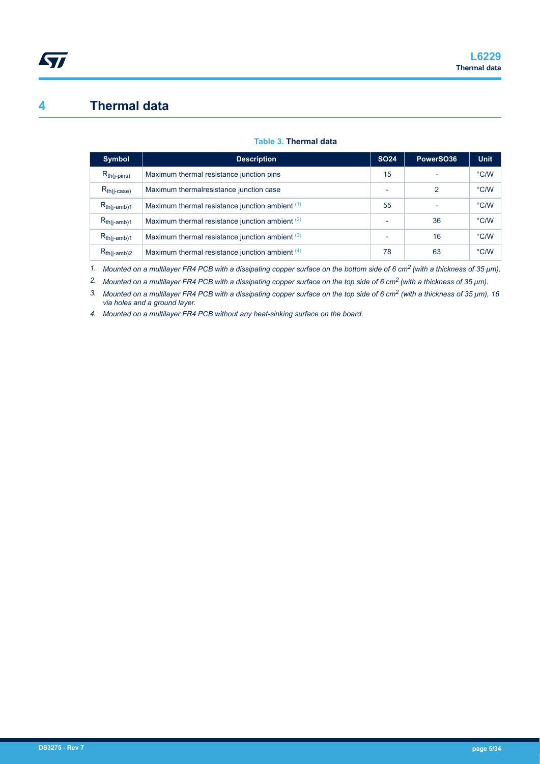# 4 Thermal data

**Table 3. Thermal data**

| Symbol | Description | SO24 | PowerSO36 | Unit |
|---|---|---|---|---|
| $R_{th(j\text{-}pins)}$ | Maximum thermal resistance junction pins | 15 | - | °C/W |
| $R_{th(j\text{-}case)}$ | Maximum thermalresistance junction case | - | 2 | °C/W |
| $R_{th(j\text{-}amb)1}$ | Maximum thermal resistance junction ambient (1) | 55 | - | °C/W |
| $R_{th(j\text{-}amb)1}$ | Maximum thermal resistance junction ambient (2) | - | 36 | °C/W |
| $R_{th(j\text{-}amb)1}$ | Maximum thermal resistance junction ambient (3) | - | 16 | °C/W |
| $R_{th(j\text{-}amb)2}$ | Maximum thermal resistance junction ambient (4) | 78 | 63 | °C/W |

1. *Mounted on a multilayer FR4 PCB with a dissipating copper surface on the bottom side of 6 $cm^2$ (with a thickness of 35 µm).*
2. *Mounted on a multilayer FR4 PCB with a dissipating copper surface on the top side of 6 $cm^2$ (with a thickness of 35 µm).*
3. *Mounted on a multilayer FR4 PCB with a dissipating copper surface on the top side of 6 $cm^2$ (with a thickness of 35 µm), 16 via holes and a ground layer.*
4. *Mounted on a multilayer FR4 PCB without any heat-sinking surface on the board.*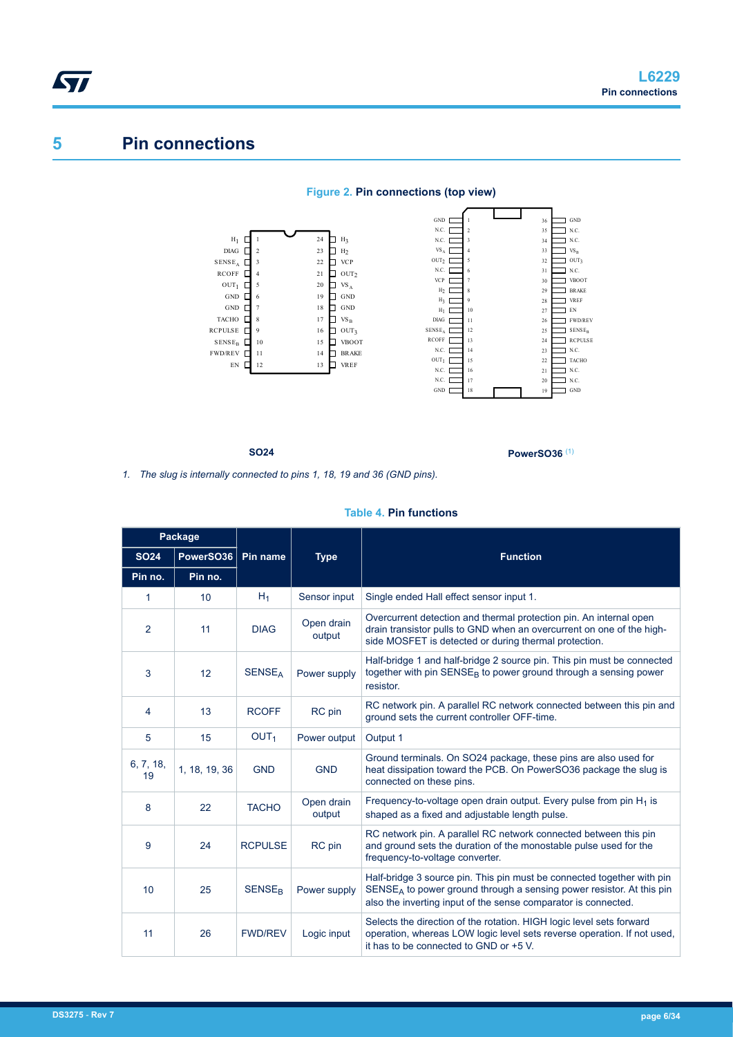# 5 Pin connections

**Figure 2. Pin connections (top view)**

| SO24 Pin | Name | | SO24 Pin | Name |
|---|---|---|---|---|
| 1 | $H_1$ | | 24 | $H_3$ |
| 2 | DIAG | | 23 | $H_2$ |
| 3 | $SENSE_A$ | | 22 | VCP |
| 4 | RCOFF | | 21 | $OUT_2$ |
| 5 | $OUT_1$ | | 20 | $VS_A$ |
| 6 | GND | | 19 | GND |
| 7 | GND | | 18 | GND |
| 8 | TACHO | | 17 | $VS_B$ |
| 9 | RCPULSE | | 16 | $OUT_3$ |
| 10 | $SENSE_B$ | | 15 | VBOOT |
| 11 | FWD/REV | | 14 | BRAKE |
| 12 | EN | | 13 | VREF |

| PowerSO36 Pin | Name | | PowerSO36 Pin | Name |
|---|---|---|---|---|
| 1 | GND | | 36 | GND |
| 2 | N.C. | | 35 | N.C. |
| 3 | N.C. | | 34 | N.C. |
| 4 | $VS_A$ | | 33 | $VS_B$ |
| 5 | $OUT_2$ | | 32 | $OUT_3$ |
| 6 | N.C. | | 31 | N.C. |
| 7 | VCP | | 30 | VBOOT |
| 8 | $H_2$ | | 29 | BRAKE |
| 9 | $H_3$ | | 28 | VREF |
| 10 | $H_1$ | | 27 | EN |
| 11 | DIAG | | 26 | FWD/REV |
| 12 | $SENSE_A$ | | 25 | $SENSE_B$ |
| 13 | RCOFF | | 24 | RCPULSE |
| 14 | N.C. | | 23 | N.C. |
| 15 | $OUT_1$ | | 22 | TACHO |
| 16 | N.C. | | 21 | N.C. |
| 17 | N.C. | | 20 | N.C. |
| 18 | GND | | 19 | GND |

**SO24** **PowerSO36** (1)

1. *The slug is internally connected to pins 1, 18, 19 and 36 (GND pins).*

**Table 4. Pin functions**

| Package | | Pin name | Type | Function |
|---|---|---|---|---|
| **SO24** | **PowerSO36** | | | |
| **Pin no.** | **Pin no.** | | | |
| 1 | 10 | $H_1$ | Sensor input | Single ended Hall effect sensor input 1. |
| 2 | 11 | DIAG | Open drain output | Overcurrent detection and thermal protection pin. An internal open drain transistor pulls to GND when an overcurrent on one of the high-side MOSFET is detected or during thermal protection. |
| 3 | 12 | $SENSE_A$ | Power supply | Half-bridge 1 and half-bridge 2 source pin. This pin must be connected together with pin $SENSE_B$ to power ground through a sensing power resistor. |
| 4 | 13 | RCOFF | RC pin | RC network pin. A parallel RC network connected between this pin and ground sets the current controller OFF-time. |
| 5 | 15 | $OUT_1$ | Power output | Output 1 |
| 6, 7, 18, 19 | 1, 18, 19, 36 | GND | GND | Ground terminals. On SO24 package, these pins are also used for heat dissipation toward the PCB. On PowerSO36 package the slug is connected on these pins. |
| 8 | 22 | TACHO | Open drain output | Frequency-to-voltage open drain output. Every pulse from pin $H_1$ is shaped as a fixed and adjustable length pulse. |
| 9 | 24 | RCPULSE | RC pin | RC network pin. A parallel RC network connected between this pin and ground sets the duration of the monostable pulse used for the frequency-to-voltage converter. |
| 10 | 25 | $SENSE_B$ | Power supply | Half-bridge 3 source pin. This pin must be connected together with pin $SENSE_A$ to power ground through a sensing power resistor. At this pin also the inverting input of the sense comparator is connected. |
| 11 | 26 | FWD/REV | Logic input | Selects the direction of the rotation. HIGH logic level sets forward operation, whereas LOW logic level sets reverse operation. If not used, it has to be connected to GND or +5 V. |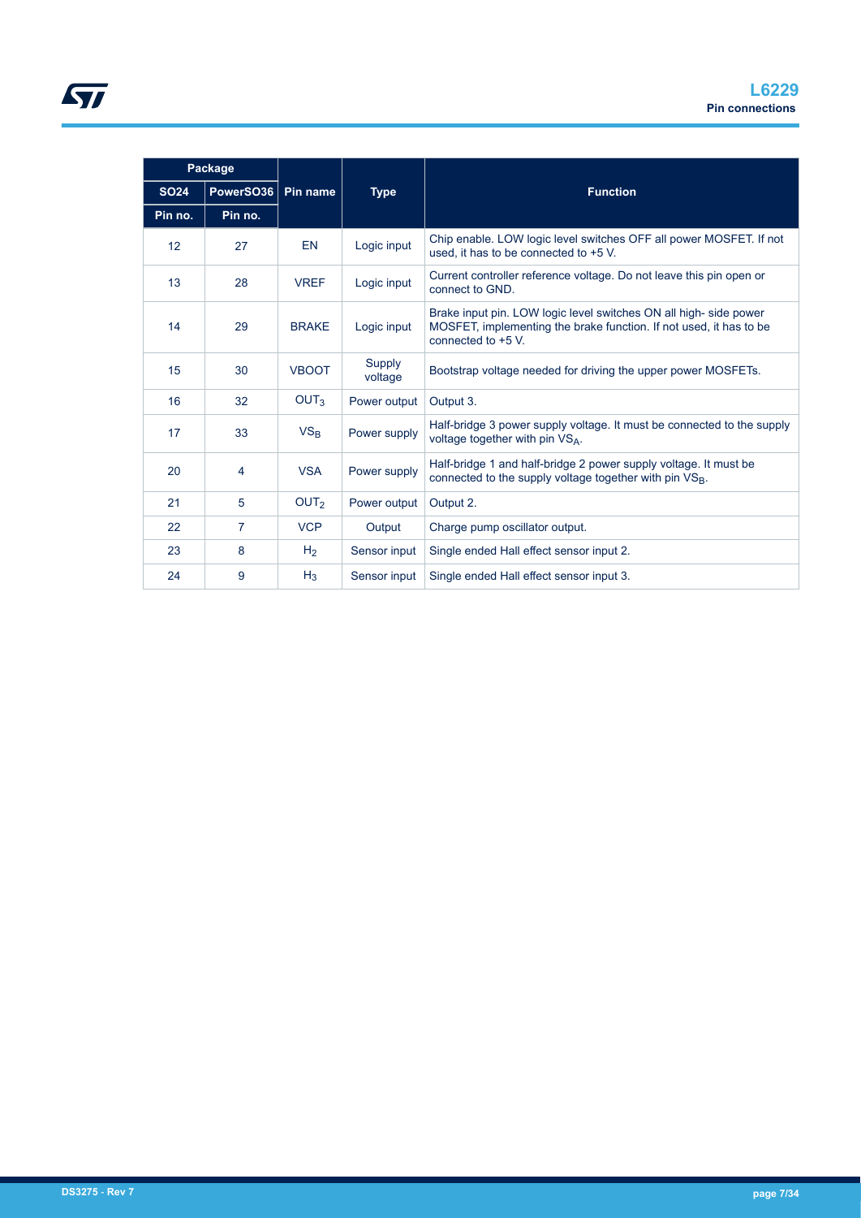| Package | | Pin name | Type | Function |
|---|---|---|---|---|
| SO24 | PowerSO36 | | | |
| Pin no. | Pin no. | | | |
| 12 | 27 | EN | Logic input | Chip enable. LOW logic level switches OFF all power MOSFET. If not used, it has to be connected to +5 V. |
| 13 | 28 | VREF | Logic input | Current controller reference voltage. Do not leave this pin open or connect to GND. |
| 14 | 29 | BRAKE | Logic input | Brake input pin. LOW logic level switches ON all high- side power MOSFET, implementing the brake function. If not used, it has to be connected to +5 V. |
| 15 | 30 | VBOOT | Supply voltage | Bootstrap voltage needed for driving the upper power MOSFETs. |
| 16 | 32 | $OUT_3$ | Power output | Output 3. |
| 17 | 33 | $VS_B$ | Power supply | Half-bridge 3 power supply voltage. It must be connected to the supply voltage together with pin $VS_A$. |
| 20 | 4 | VSA | Power supply | Half-bridge 1 and half-bridge 2 power supply voltage. It must be connected to the supply voltage together with pin $VS_B$. |
| 21 | 5 | $OUT_2$ | Power output | Output 2. |
| 22 | 7 | VCP | Output | Charge pump oscillator output. |
| 23 | 8 | $H_2$ | Sensor input | Single ended Hall effect sensor input 2. |
| 24 | 9 | $H_3$ | Sensor input | Single ended Hall effect sensor input 3. |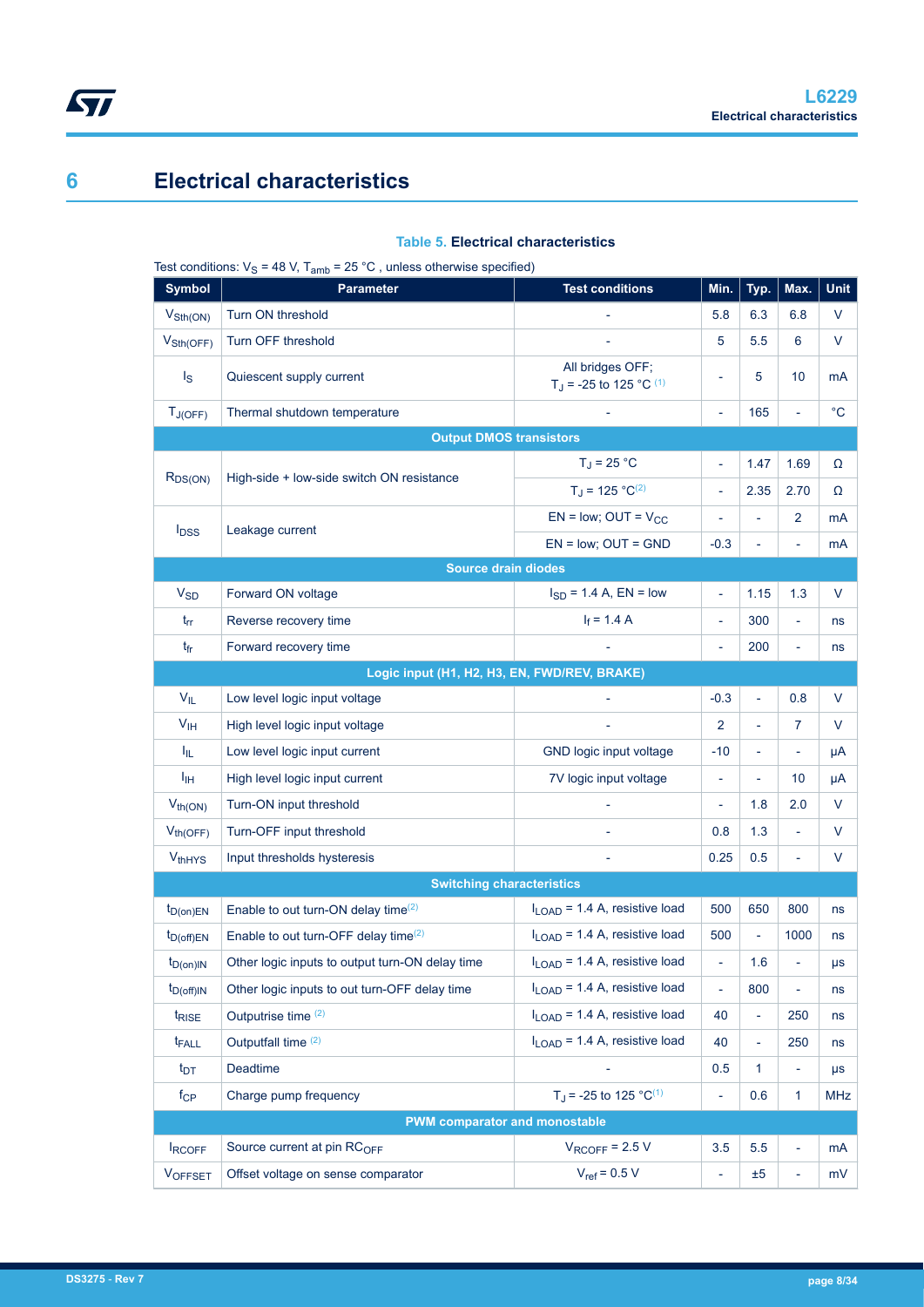# 6 Electrical characteristics

**Table 5. Electrical characteristics**

Test conditions: $V_S$ = 48 V, $T_{amb}$ = 25 °C , unless otherwise specified)

| Symbol | Parameter | Test conditions | Min. | Typ. | Max. | Unit |
|---|---|---|---|---|---|---|
| $V_{Sth(ON)}$ | Turn ON threshold | - | 5.8 | 6.3 | 6.8 | V |
| $V_{Sth(OFF)}$ | Turn OFF threshold | - | 5 | 5.5 | 6 | V |
| $I_S$ | Quiescent supply current | All bridges OFF; $T_J$ = -25 to 125 °C (1) | - | 5 | 10 | mA |
| $T_{J(OFF)}$ | Thermal shutdown temperature | - | - | 165 | - | °C |
| **Output DMOS transistors** | | | | | | |
| $R_{DS(ON)}$ | High-side + low-side switch ON resistance | $T_J$ = 25 °C | - | 1.47 | 1.69 | Ω |
| | | $T_J$ = 125 °C(2) | - | 2.35 | 2.70 | Ω |
| $I_{DSS}$ | Leakage current | EN = low; OUT = $V_{CC}$ | - | - | 2 | mA |
| | | EN = low; OUT = GND | -0.3 | - | - | mA |
| **Source drain diodes** | | | | | | |
| $V_{SD}$ | Forward ON voltage | $I_{SD}$ = 1.4 A, EN = low | - | 1.15 | 1.3 | V |
| $t_{rr}$ | Reverse recovery time | $I_f$ = 1.4 A | - | 300 | - | ns |
| $t_{fr}$ | Forward recovery time | - | - | 200 | - | ns |
| **Logic input (H1, H2, H3, EN, FWD/REV, BRAKE)** | | | | | | |
| $V_{IL}$ | Low level logic input voltage | - | -0.3 | - | 0.8 | V |
| $V_{IH}$ | High level logic input voltage | - | 2 | - | 7 | V |
| $I_{IL}$ | Low level logic input current | GND logic input voltage | -10 | - | - | µA |
| $I_{IH}$ | High level logic input current | 7V logic input voltage | - | - | 10 | µA |
| $V_{th(ON)}$ | Turn-ON input threshold | - | - | 1.8 | 2.0 | V |
| $V_{th(OFF)}$ | Turn-OFF input threshold | - | 0.8 | 1.3 | - | V |
| $V_{thHYS}$ | Input thresholds hysteresis | - | 0.25 | 0.5 | - | V |
| **Switching characteristics** | | | | | | |
| $t_{D(on)EN}$ | Enable to out turn-ON delay time(2) | $I_{LOAD}$ = 1.4 A, resistive load | 500 | 650 | 800 | ns |
| $t_{D(off)EN}$ | Enable to out turn-OFF delay time(2) | $I_{LOAD}$ = 1.4 A, resistive load | 500 | - | 1000 | ns |
| $t_{D(on)IN}$ | Other logic inputs to output turn-ON delay time | $I_{LOAD}$ = 1.4 A, resistive load | - | 1.6 | - | µs |
| $t_{D(off)IN}$ | Other logic inputs to out turn-OFF delay time | $I_{LOAD}$ = 1.4 A, resistive load | - | 800 | - | ns |
| $t_{RISE}$ | Outputrise time (2) | $I_{LOAD}$ = 1.4 A, resistive load | 40 | - | 250 | ns |
| $t_{FALL}$ | Outputfall time (2) | $I_{LOAD}$ = 1.4 A, resistive load | 40 | - | 250 | ns |
| $t_{DT}$ | Deadtime | - | 0.5 | 1 | - | µs |
| $f_{CP}$ | Charge pump frequency | $T_J$ = -25 to 125 °C(1) | - | 0.6 | 1 | MHz |
| **PWM comparator and monostable** | | | | | | |
| $I_{RCOFF}$ | Source current at pin $RC_{OFF}$ | $V_{RCOFF}$ = 2.5 V | 3.5 | 5.5 | - | mA |
| $V_{OFFSET}$ | Offset voltage on sense comparator | $V_{ref}$ = 0.5 V | - | ±5 | - | mV |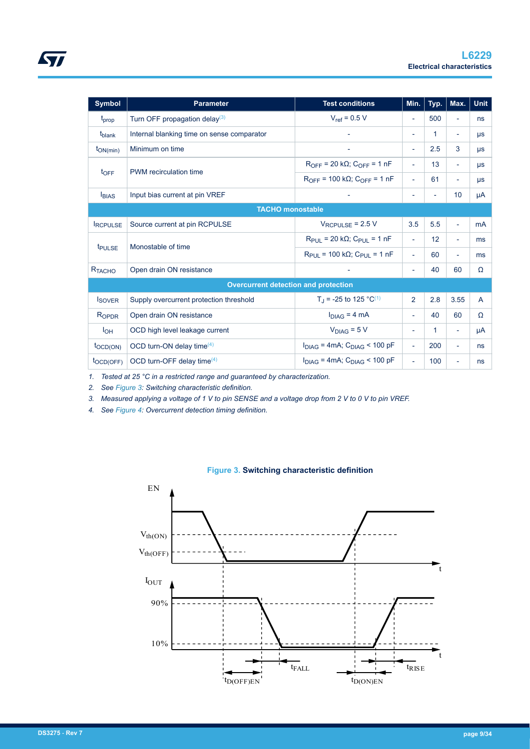| Symbol | Parameter | Test conditions | Min. | Typ. | Max. | Unit |
|---|---|---|---|---|---|---|
| $t_{prop}$ | Turn OFF propagation delay[3] | $V_{ref}$ = 0.5 V | - | 500 | - | ns |
| $t_{blank}$ | Internal blanking time on sense comparator | - | - | 1 | - | µs |
| $t_{ON(min)}$ | Minimum on time | - | - | 2.5 | 3 | µs |
| $t_{OFF}$ | PWM recirculation time | $R_{OFF}$ = 20 kΩ; $C_{OFF}$ = 1 nF | - | 13 | - | µs |
| | | $R_{OFF}$ = 100 kΩ; $C_{OFF}$ = 1 nF | - | 61 | - | µs |
| $I_{BIAS}$ | Input bias current at pin VREF | - | - | - | 10 | µA |
| **TACHO monostable** | | | | | | |
| $I_{RCPULSE}$ | Source current at pin RCPULSE | $V_{RCPULSE}$ = 2.5 V | 3.5 | 5.5 | - | mA |
| $t_{PULSE}$ | Monostable of time | $R_{PUL}$ = 20 kΩ; $C_{PUL}$ = 1 nF | - | 12 | - | ms |
| | | $R_{PUL}$ = 100 kΩ; $C_{PUL}$ = 1 nF | - | 60 | - | ms |
| $R_{TACHO}$ | Open drain ON resistance | - | - | 40 | 60 | Ω |
| **Overcurrent detection and protection** | | | | | | |
| $I_{SOVER}$ | Supply overcurrent protection threshold | $T_J$ = -25 to 125 °C[1] | 2 | 2.8 | 3.55 | A |
| $R_{OPDR}$ | Open drain ON resistance | $I_{DIAG}$ = 4 mA | - | 40 | 60 | Ω |
| $I_{OH}$ | OCD high level leakage current | $V_{DIAG}$ = 5 V | - | 1 | - | µA |
| $t_{OCD(ON)}$ | OCD turn-ON delay time[4] | $I_{DIAG}$ = 4mA; $C_{DIAG}$ < 100 pF | - | 200 | - | ns |
| $t_{OCD(OFF)}$ | OCD turn-OFF delay time[4] | $I_{DIAG}$ = 4mA; $C_{DIAG}$ < 100 pF | - | 100 | - | ns |

1. *Tested at 25 °C in a restricted range and guaranteed by characterization.*
2. *See Figure 3: Switching characteristic definition.*
3. *Measured applying a voltage of 1 V to pin SENSE and a voltage drop from 2 V to 0 V to pin VREF.*
4. *See Figure 4: Overcurrent detection timing definition.*

**Figure 3. Switching characteristic definition**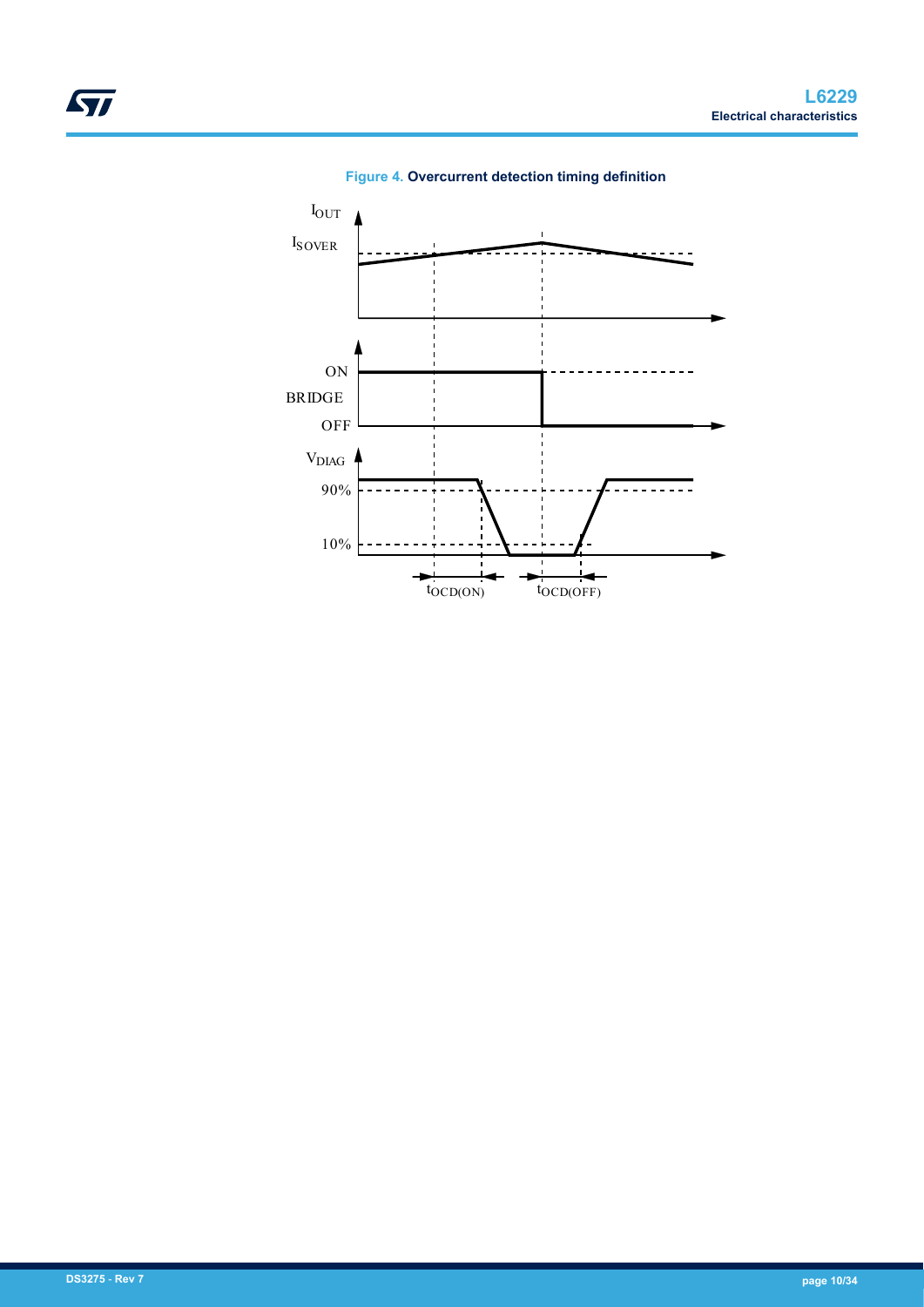**Figure 4. Overcurrent detection timing definition**

$I_{OUT}$

$I_{SOVER}$

ON

BRIDGE

OFF

$V_{DIAG}$

90%

10%

$t_{OCD(ON)}$

$t_{OCD(OFF)}$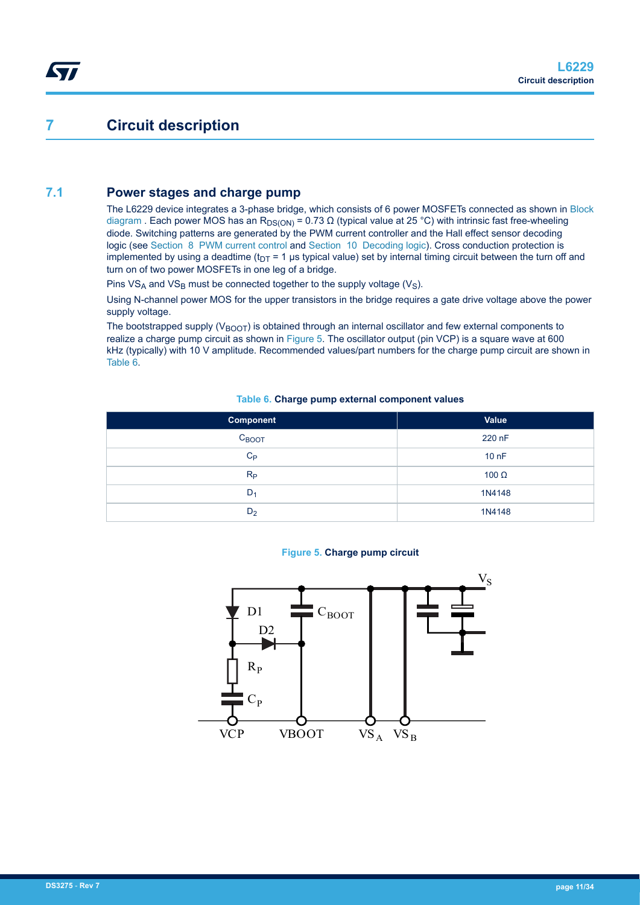# 7 Circuit description

## 7.1 Power stages and charge pump

The L6229 device integrates a 3-phase bridge, which consists of 6 power MOSFETs connected as shown in Block diagram . Each power MOS has an $R_{DS(ON)}$ = 0.73 Ω (typical value at 25 °C) with intrinsic fast free-wheeling diode. Switching patterns are generated by the PWM current controller and the Hall effect sensor decoding logic (see Section 8 PWM current control and Section 10 Decoding logic). Cross conduction protection is implemented by using a deadtime ($t_{DT}$ = 1 µs typical value) set by internal timing circuit between the turn off and turn on of two power MOSFETs in one leg of a bridge.

Pins $VS_A$ and $VS_B$ must be connected together to the supply voltage ($V_S$).

Using N-channel power MOS for the upper transistors in the bridge requires a gate drive voltage above the power supply voltage.

The bootstrapped supply ($V_{BOOT}$) is obtained through an internal oscillator and few external components to realize a charge pump circuit as shown in Figure 5. The oscillator output (pin VCP) is a square wave at 600 kHz (typically) with 10 V amplitude. Recommended values/part numbers for the charge pump circuit are shown in Table 6.

**Table 6. Charge pump external component values**

| Component | Value |
|---|---|
| $C_{BOOT}$ | 220 nF |
| $C_P$ | 10 nF |
| $R_P$ | 100 Ω |
| $D_1$ | 1N4148 |
| $D_2$ | 1N4148 |

**Figure 5. Charge pump circuit**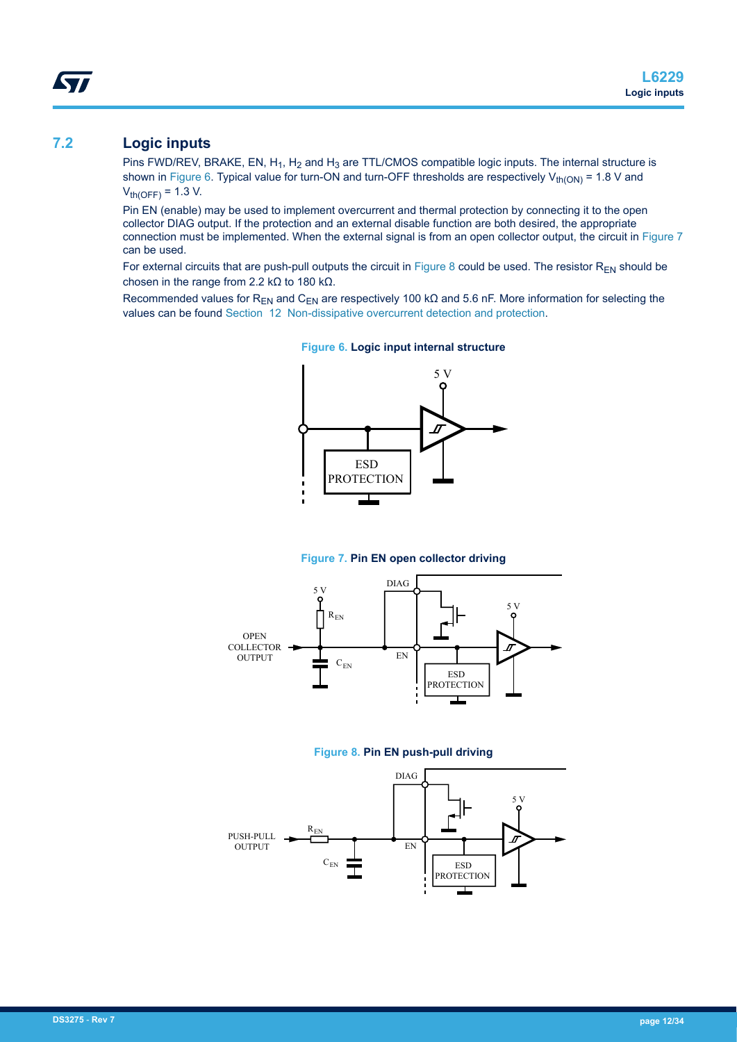## 7.2 Logic inputs

Pins FWD/REV, BRAKE, EN, $H_1$, $H_2$ and $H_3$ are TTL/CMOS compatible logic inputs. The internal structure is shown in Figure 6. Typical value for turn-ON and turn-OFF thresholds are respectively $V_{th(ON)}$ = 1.8 V and $V_{th(OFF)}$ = 1.3 V.

Pin EN (enable) may be used to implement overcurrent and thermal protection by connecting it to the open collector DIAG output. If the protection and an external disable function are both desired, the appropriate connection must be implemented. When the external signal is from an open collector output, the circuit in Figure 7 can be used.

For external circuits that are push-pull outputs the circuit in Figure 8 could be used. The resistor $R_{EN}$ should be chosen in the range from 2.2 kΩ to 180 kΩ.

Recommended values for $R_{EN}$ and $C_{EN}$ are respectively 100 kΩ and 5.6 nF. More information for selecting the values can be found Section 12 Non-dissipative overcurrent detection and protection.

**Figure 6. Logic input internal structure**

**Figure 7. Pin EN open collector driving**

**Figure 8. Pin EN push-pull driving**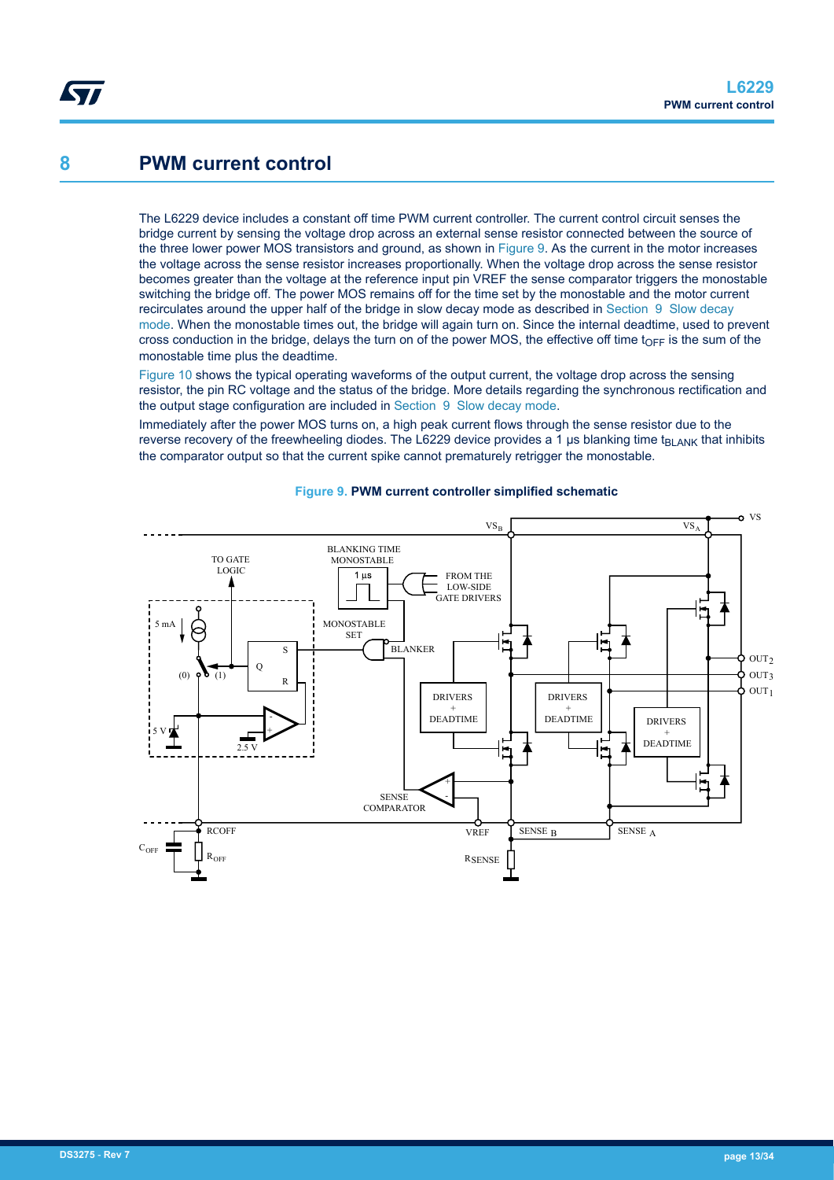# 8 PWM current control

The L6229 device includes a constant off time PWM current controller. The current control circuit senses the bridge current by sensing the voltage drop across an external sense resistor connected between the source of the three lower power MOS transistors and ground, as shown in Figure 9. As the current in the motor increases the voltage across the sense resistor increases proportionally. When the voltage drop across the sense resistor becomes greater than the voltage at the reference input pin VREF the sense comparator triggers the monostable switching the bridge off. The power MOS remains off for the time set by the monostable and the motor current recirculates around the upper half of the bridge in slow decay mode as described in Section 9 Slow decay mode. When the monostable times out, the bridge will again turn on. Since the internal deadtime, used to prevent cross conduction in the bridge, delays the turn on of the power MOS, the effective off time $t_{OFF}$ is the sum of the monostable time plus the deadtime.

Figure 10 shows the typical operating waveforms of the output current, the voltage drop across the sensing resistor, the pin RC voltage and the status of the bridge. More details regarding the synchronous rectification and the output stage configuration are included in Section 9 Slow decay mode.

Immediately after the power MOS turns on, a high peak current flows through the sense resistor due to the reverse recovery of the freewheeling diodes. The L6229 device provides a 1 µs blanking time $t_{BLANK}$ that inhibits the comparator output so that the current spike cannot prematurely retrigger the monostable.

**Figure 9. PWM current controller simplified schematic**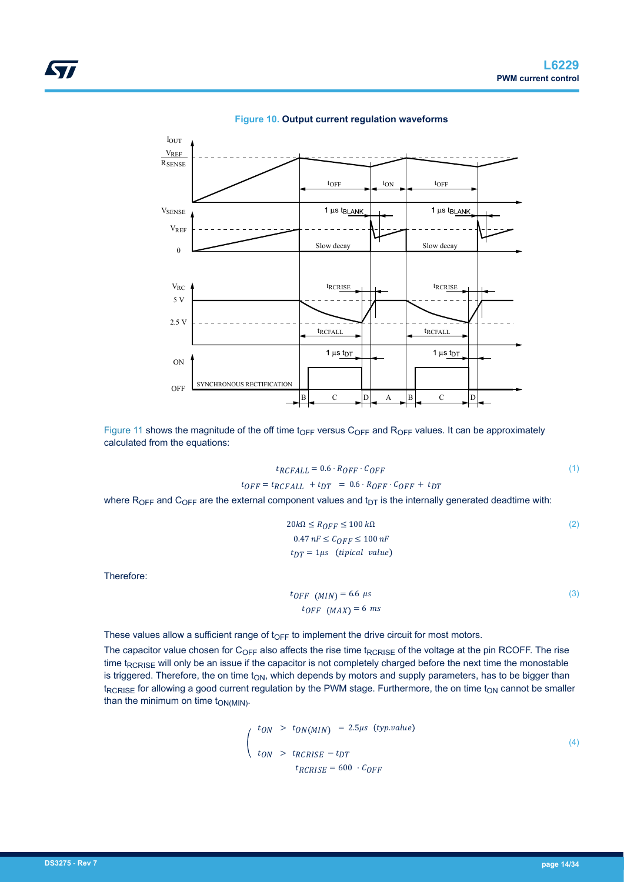**Figure 10. Output current regulation waveforms**

Figure 11 shows the magnitude of the off time $t_{OFF}$ versus $C_{OFF}$ and $R_{OFF}$ values. It can be approximately calculated from the equations:

$$t_{RCFALL} = 0.6 \cdot R_{OFF} \cdot C_{OFF} \tag{1}$$

$$t_{OFF} = t_{RCFALL} + t_{DT} = 0.6 \cdot R_{OFF} \cdot C_{OFF} + t_{DT}$$

where $R_{OFF}$ and $C_{OFF}$ are the external component values and $t_{DT}$ is the internally generated deadtime with:

$$20k\Omega \leq R_{OFF} \leq 100\ k\Omega \tag{2}$$

$$0.47\ nF \leq C_{OFF} \leq 100\ nF$$

$$t_{DT} = 1\mu s \quad (tipical\ \ value)$$

Therefore:

$$t_{OFF}\ \ (MIN) = 6.6\ \ \mu s \tag{3}$$

$$t_{OFF}\ \ (MAX) = 6\ \ ms$$

These values allow a sufficient range of $t_{OFF}$ to implement the drive circuit for most motors.

The capacitor value chosen for $C_{OFF}$ also affects the rise time $t_{RCRISE}$ of the voltage at the pin RCOFF. The rise time $t_{RCRISE}$ will only be an issue if the capacitor is not completely charged before the next time the monostable is triggered. Therefore, the on time $t_{ON}$, which depends by motors and supply parameters, has to be bigger than $t_{RCRISE}$ for allowing a good current regulation by the PWM stage. Furthermore, the on time $t_{ON}$ cannot be smaller than the minimum on time $t_{ON(MIN)}$.

$$\begin{cases} t_{ON} > t_{ON(MIN)} = 2.5\mu s \quad (typ.value) \\ t_{ON} > t_{RCRISE} - t_{DT} \end{cases} \tag{4}$$

$$t_{RCRISE} = 600 \cdot C_{OFF}$$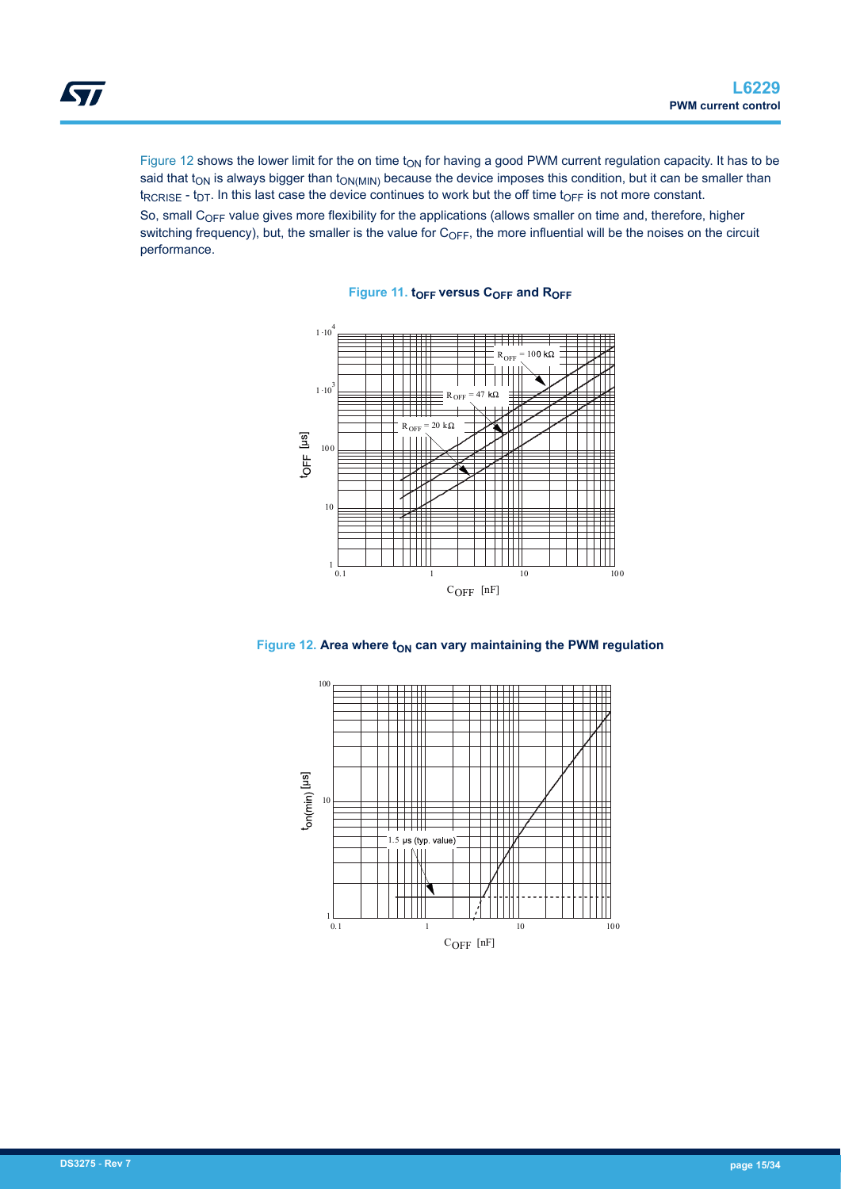Figure 12 shows the lower limit for the on time $t_{ON}$ for having a good PWM current regulation capacity. It has to be said that $t_{ON}$ is always bigger than $t_{ON(MIN)}$ because the device imposes this condition, but it can be smaller than $t_{RCRISE}$ - $t_{DT}$. In this last case the device continues to work but the off time $t_{OFF}$ is not more constant.

So, small $C_{OFF}$ value gives more flexibility for the applications (allows smaller on time and, therefore, higher switching frequency), but, the smaller is the value for $C_{OFF}$, the more influential will be the noises on the circuit performance.

**Figure 11. $t_{OFF}$ versus $C_{OFF}$ and $R_{OFF}$**

**Figure 12. Area where $t_{ON}$ can vary maintaining the PWM regulation**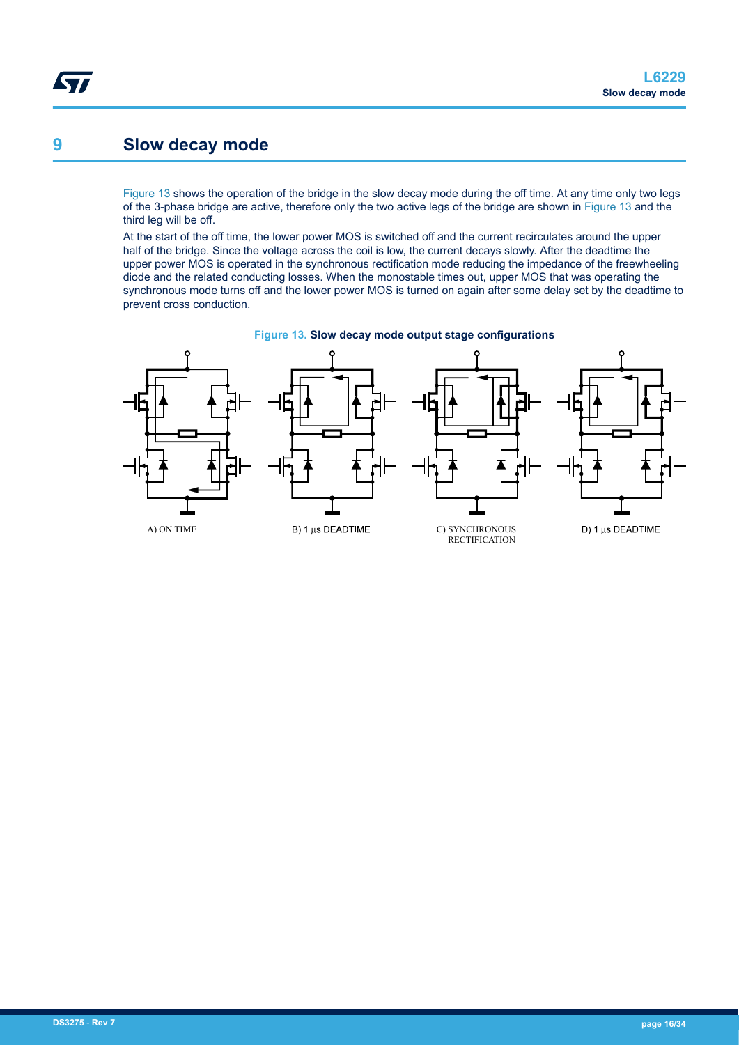# 9 Slow decay mode

Figure 13 shows the operation of the bridge in the slow decay mode during the off time. At any time only two legs of the 3-phase bridge are active, therefore only the two active legs of the bridge are shown in Figure 13 and the third leg will be off.

At the start of the off time, the lower power MOS is switched off and the current recirculates around the upper half of the bridge. Since the voltage across the coil is low, the current decays slowly. After the deadtime the upper power MOS is operated in the synchronous rectification mode reducing the impedance of the freewheeling diode and the related conducting losses. When the monostable times out, upper MOS that was operating the synchronous mode turns off and the lower power MOS is turned on again after some delay set by the deadtime to prevent cross conduction.

**Figure 13. Slow decay mode output stage configurations**

A) ON TIME    B) 1 µs DEADTIME    C) SYNCHRONOUS RECTIFICATION    D) 1 µs DEADTIME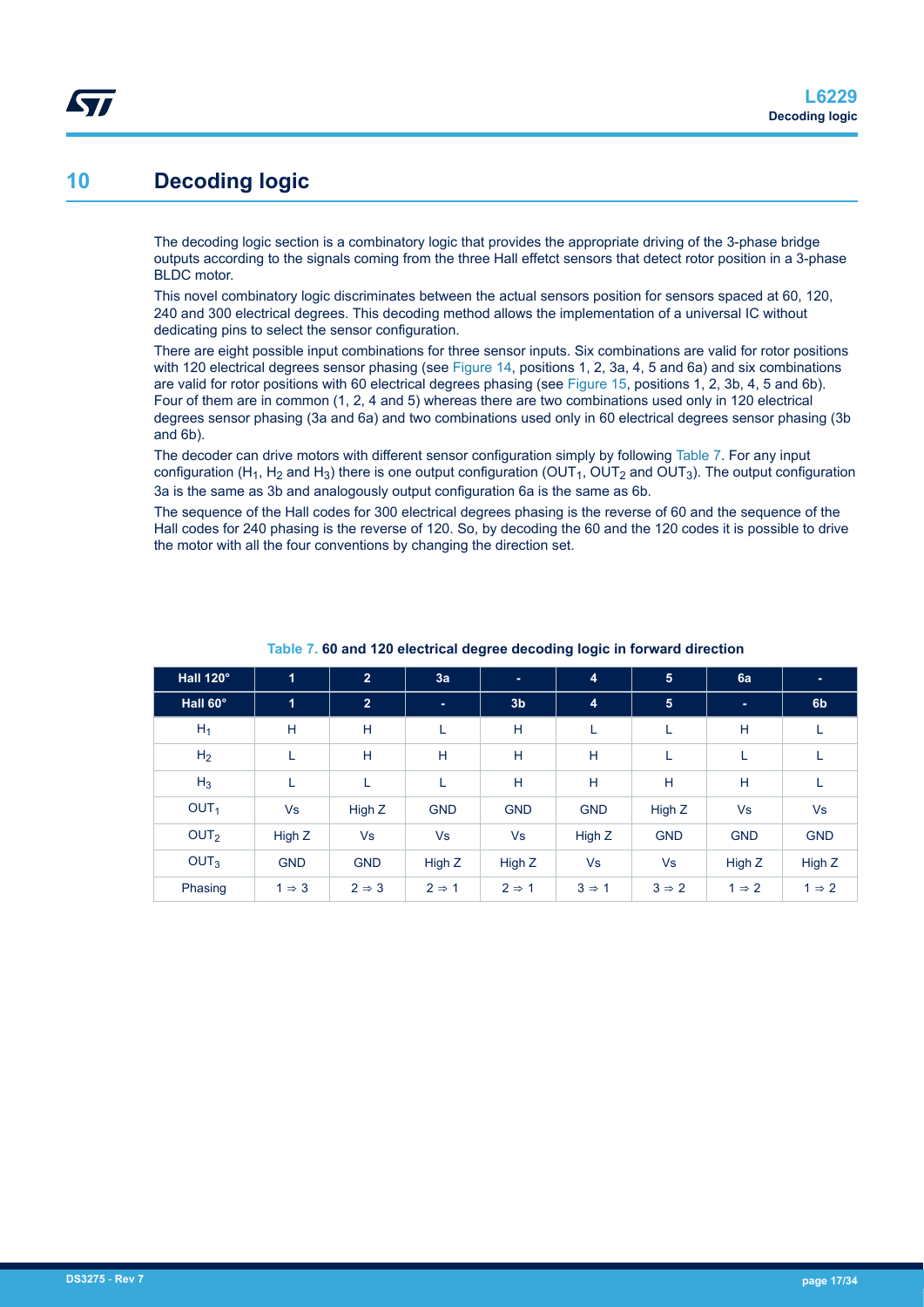# 10 Decoding logic

The decoding logic section is a combinatory logic that provides the appropriate driving of the 3-phase bridge outputs according to the signals coming from the three Hall effetct sensors that detect rotor position in a 3-phase BLDC motor.

This novel combinatory logic discriminates between the actual sensors position for sensors spaced at 60, 120, 240 and 300 electrical degrees. This decoding method allows the implementation of a universal IC without dedicating pins to select the sensor configuration.

There are eight possible input combinations for three sensor inputs. Six combinations are valid for rotor positions with 120 electrical degrees sensor phasing (see Figure 14, positions 1, 2, 3a, 4, 5 and 6a) and six combinations are valid for rotor positions with 60 electrical degrees phasing (see Figure 15, positions 1, 2, 3b, 4, 5 and 6b). Four of them are in common (1, 2, 4 and 5) whereas there are two combinations used only in 120 electrical degrees sensor phasing (3a and 6a) and two combinations used only in 60 electrical degrees sensor phasing (3b and 6b).

The decoder can drive motors with different sensor configuration simply by following Table 7. For any input configuration ($H_1$, $H_2$ and $H_3$) there is one output configuration ($OUT_1$, $OUT_2$ and $OUT_3$). The output configuration 3a is the same as 3b and analogously output configuration 6a is the same as 6b.

The sequence of the Hall codes for 300 electrical degrees phasing is the reverse of 60 and the sequence of the Hall codes for 240 phasing is the reverse of 120. So, by decoding the 60 and the 120 codes it is possible to drive the motor with all the four conventions by changing the direction set.

**Table 7. 60 and 120 electrical degree decoding logic in forward direction**

| Hall 120° | 1 | 2 | 3a | - | 4 | 5 | 6a | - |
|---|---|---|---|---|---|---|---|---|
| **Hall 60°** | **1** | **2** | **-** | **3b** | **4** | **5** | **-** | **6b** |
| $H_1$ | H | H | L | H | L | L | H | L |
| $H_2$ | L | H | H | H | H | L | L | L |
| $H_3$ | L | L | L | H | H | H | H | L |
| $OUT_1$ | Vs | High Z | GND | GND | GND | High Z | Vs | Vs |
| $OUT_2$ | High Z | Vs | Vs | Vs | High Z | GND | GND | GND |
| $OUT_3$ | GND | GND | High Z | High Z | Vs | Vs | High Z | High Z |
| Phasing | 1 ⇒ 3 | 2 ⇒ 3 | 2 ⇒ 1 | 2 ⇒ 1 | 3 ⇒ 1 | 3 ⇒ 2 | 1 ⇒ 2 | 1 ⇒ 2 |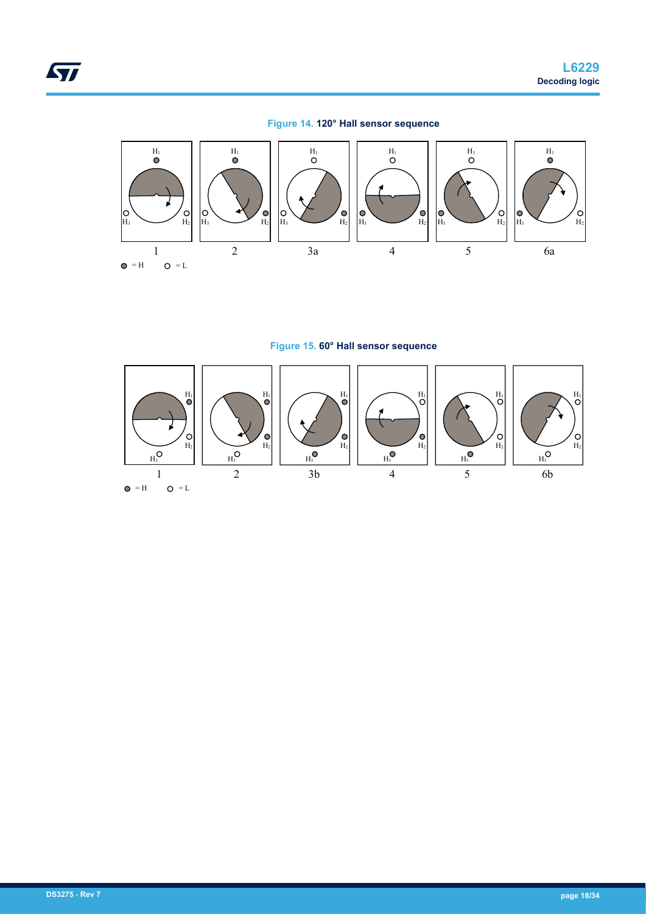Figure 14. **120° Hall sensor sequence**

Figure 15. **60° Hall sensor sequence**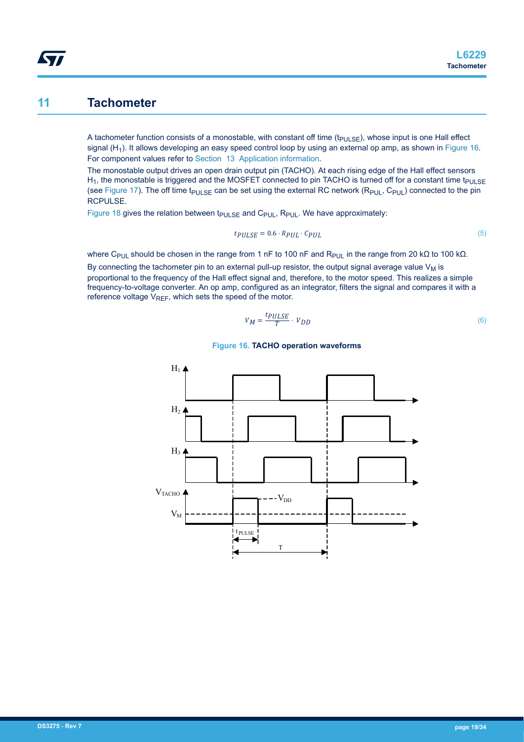# 11 Tachometer

A tachometer function consists of a monostable, with constant off time ($t_{PULSE}$), whose input is one Hall effect signal ($H_1$). It allows developing an easy speed control loop by using an external op amp, as shown in Figure 16. For component values refer to Section 13 Application information.

The monostable output drives an open drain output pin (TACHO). At each rising edge of the Hall effect sensors $H_1$, the monostable is triggered and the MOSFET connected to pin TACHO is turned off for a constant time $t_{PULSE}$ (see Figure 17). The off time $t_{PULSE}$ can be set using the external RC network ($R_{PUL}$, $C_{PUL}$) connected to the pin RCPULSE.

Figure 18 gives the relation between $t_{PULSE}$ and $C_{PUL}$, $R_{PUL}$. We have approximately:

$$t_{PULSE} = 0.6 \cdot R_{PUL} \cdot C_{PUL} \tag{5}$$

where $C_{PUL}$ should be chosen in the range from 1 nF to 100 nF and $R_{PUL}$ in the range from 20 kΩ to 100 kΩ.

By connecting the tachometer pin to an external pull-up resistor, the output signal average value $V_M$ is proportional to the frequency of the Hall effect signal and, therefore, to the motor speed. This realizes a simple frequency-to-voltage converter. An op amp, configured as an integrator, filters the signal and compares it with a reference voltage $V_{REF}$, which sets the speed of the motor.

$$V_M = \frac{t_{PULSE}}{T} \cdot V_{DD} \tag{6}$$

**Figure 16. TACHO operation waveforms**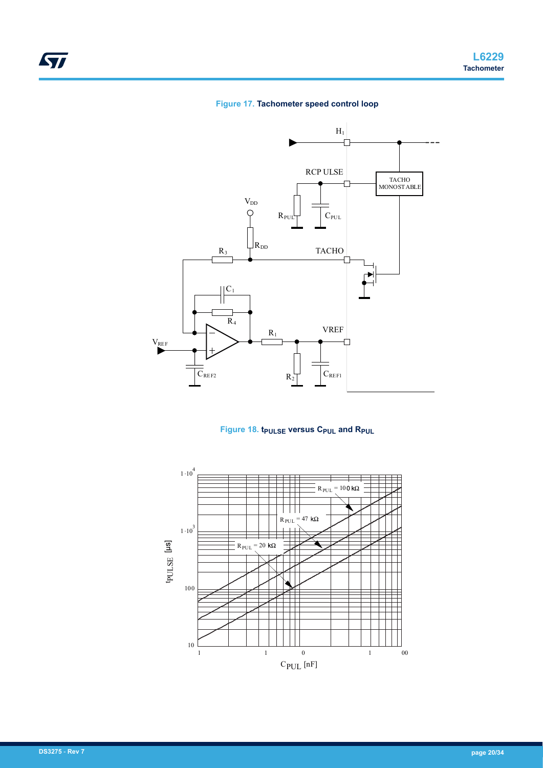**Figure 17.** Tachometer speed control loop

**Figure 18.** $t_{PULSE}$ versus $C_{PUL}$ and $R_{PUL}$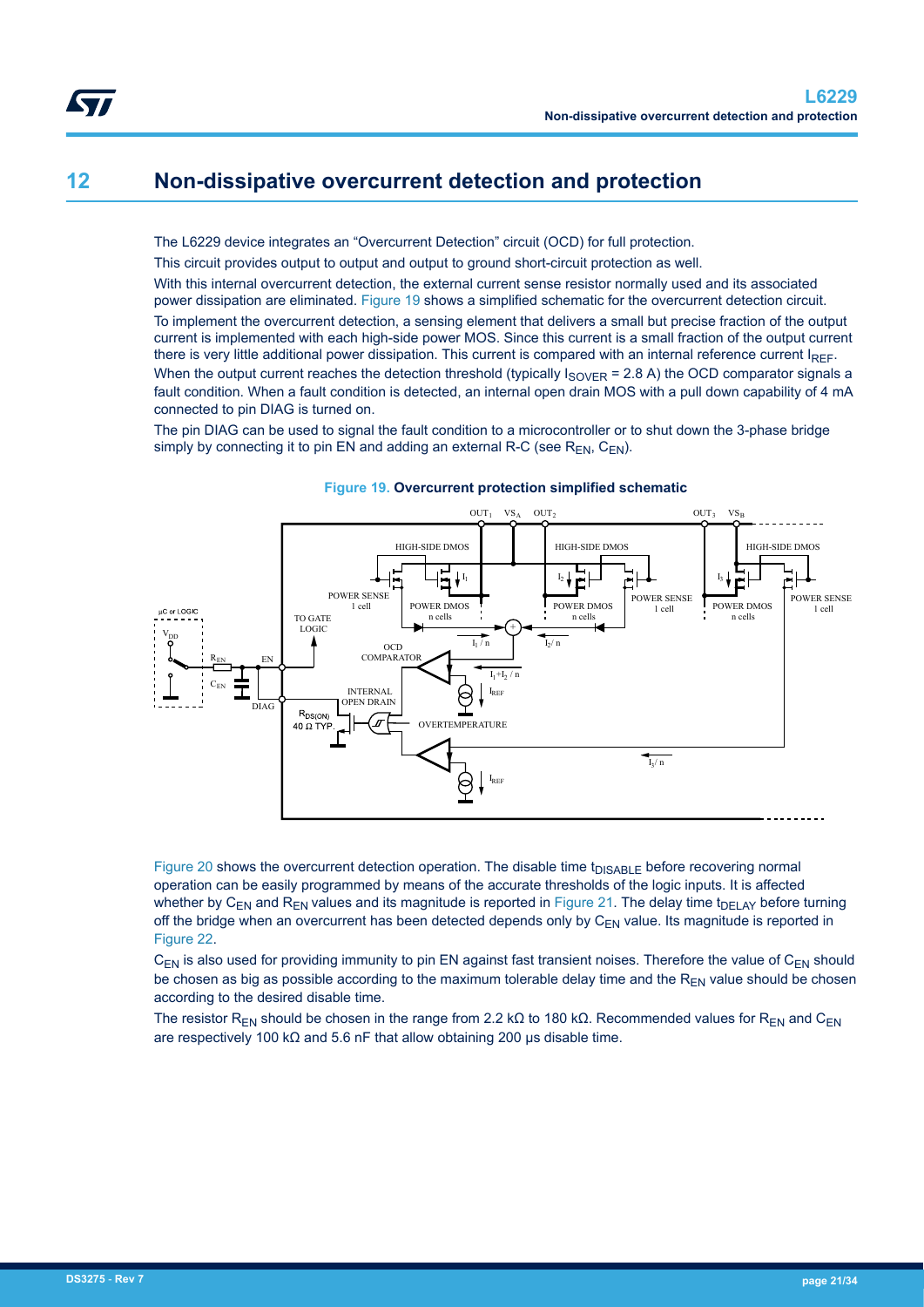# 12 Non-dissipative overcurrent detection and protection

The L6229 device integrates an "Overcurrent Detection" circuit (OCD) for full protection.

This circuit provides output to output and output to ground short-circuit protection as well.

With this internal overcurrent detection, the external current sense resistor normally used and its associated power dissipation are eliminated. Figure 19 shows a simplified schematic for the overcurrent detection circuit.

To implement the overcurrent detection, a sensing element that delivers a small but precise fraction of the output current is implemented with each high-side power MOS. Since this current is a small fraction of the output current there is very little additional power dissipation. This current is compared with an internal reference current $I_{REF}$. When the output current reaches the detection threshold (typically $I_{SOVER}$ = 2.8 A) the OCD comparator signals a fault condition. When a fault condition is detected, an internal open drain MOS with a pull down capability of 4 mA connected to pin DIAG is turned on.

The pin DIAG can be used to signal the fault condition to a microcontroller or to shut down the 3-phase bridge simply by connecting it to pin EN and adding an external R-C (see $R_{EN}$, $C_{EN}$).

**Figure 19. Overcurrent protection simplified schematic**

Figure 20 shows the overcurrent detection operation. The disable time $t_{DISABLE}$ before recovering normal operation can be easily programmed by means of the accurate thresholds of the logic inputs. It is affected whether by $C_{EN}$ and $R_{EN}$ values and its magnitude is reported in Figure 21. The delay time $t_{DELAY}$ before turning off the bridge when an overcurrent has been detected depends only by $C_{EN}$ value. Its magnitude is reported in Figure 22.

$C_{EN}$ is also used for providing immunity to pin EN against fast transient noises. Therefore the value of $C_{EN}$ should be chosen as big as possible according to the maximum tolerable delay time and the $R_{EN}$ value should be chosen according to the desired disable time.

The resistor $R_{EN}$ should be chosen in the range from 2.2 kΩ to 180 kΩ. Recommended values for $R_{EN}$ and $C_{EN}$ are respectively 100 kΩ and 5.6 nF that allow obtaining 200 µs disable time.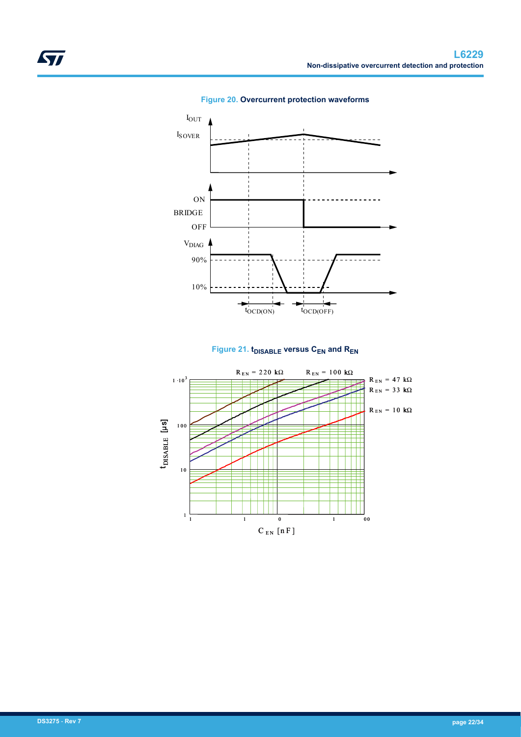Figure 20. Overcurrent protection waveforms

Figure 21. $t_{DISABLE}$ versus $C_{EN}$ and $R_{EN}$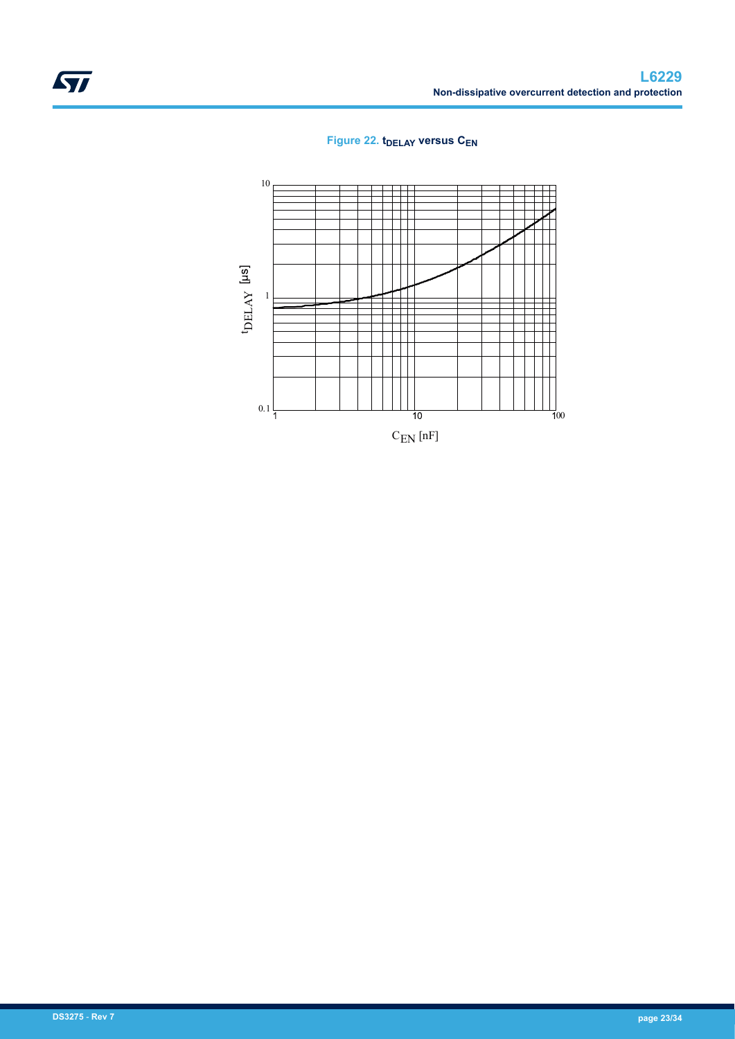Figure 22. $t_{DELAY}$ versus $C_{EN}$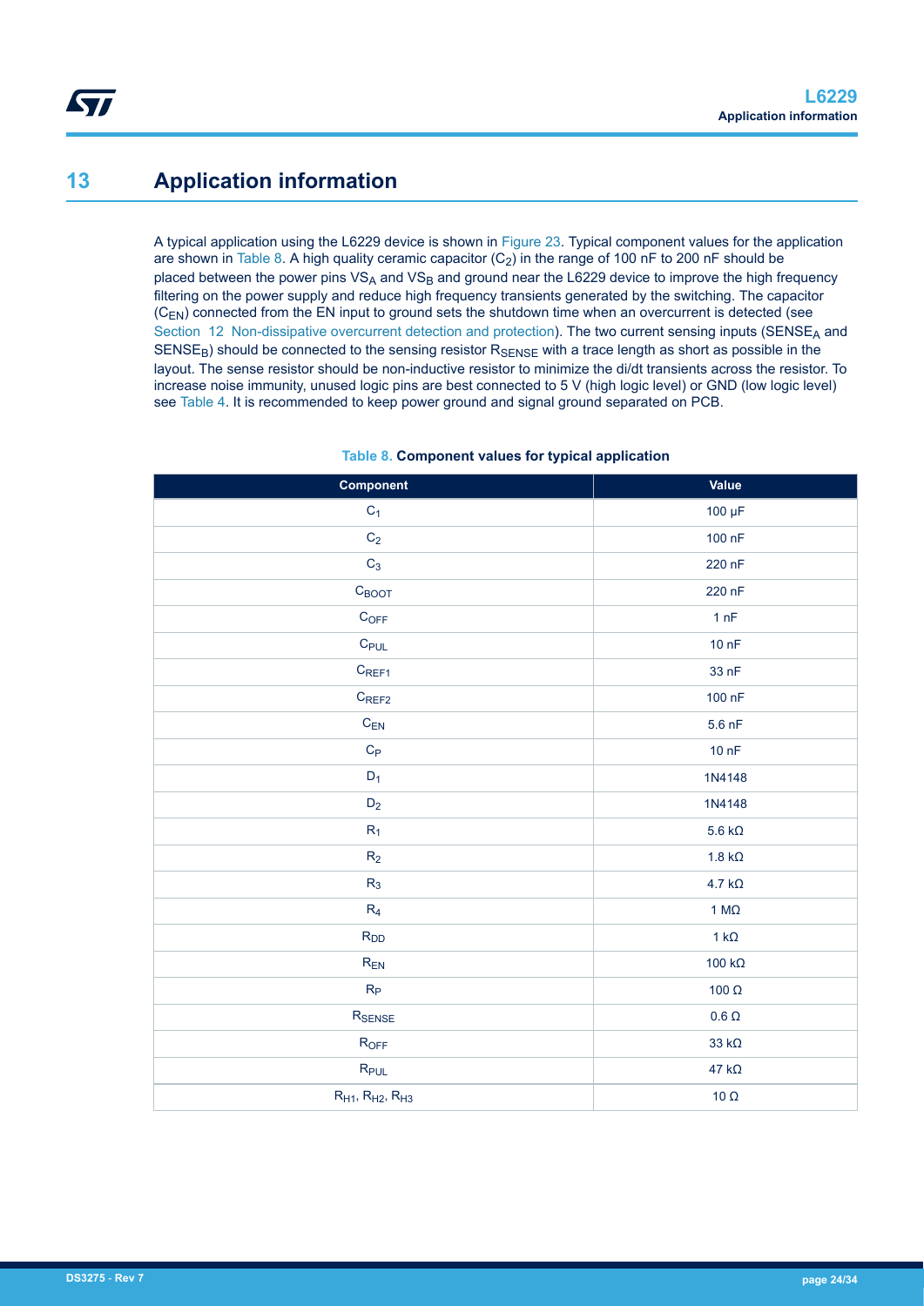# 13 Application information

A typical application using the L6229 device is shown in Figure 23. Typical component values for the application are shown in Table 8. A high quality ceramic capacitor ($C_2$) in the range of 100 nF to 200 nF should be placed between the power pins $VS_A$ and $VS_B$ and ground near the L6229 device to improve the high frequency filtering on the power supply and reduce high frequency transients generated by the switching. The capacitor ($C_{EN}$) connected from the EN input to ground sets the shutdown time when an overcurrent is detected (see Section 12 Non-dissipative overcurrent detection and protection). The two current sensing inputs ($SENSE_A$ and $SENSE_B$) should be connected to the sensing resistor $R_{SENSE}$ with a trace length as short as possible in the layout. The sense resistor should be non-inductive resistor to minimize the di/dt transients across the resistor. To increase noise immunity, unused logic pins are best connected to 5 V (high logic level) or GND (low logic level) see Table 4. It is recommended to keep power ground and signal ground separated on PCB.

**Table 8. Component values for typical application**

| Component | Value |
|---|---|
| $C_1$ | 100 µF |
| $C_2$ | 100 nF |
| $C_3$ | 220 nF |
| $C_{BOOT}$ | 220 nF |
| $C_{OFF}$ | 1 nF |
| $C_{PUL}$ | 10 nF |
| $C_{REF1}$ | 33 nF |
| $C_{REF2}$ | 100 nF |
| $C_{EN}$ | 5.6 nF |
| $C_P$ | 10 nF |
| $D_1$ | 1N4148 |
| $D_2$ | 1N4148 |
| $R_1$ | 5.6 kΩ |
| $R_2$ | 1.8 kΩ |
| $R_3$ | 4.7 kΩ |
| $R_4$ | 1 MΩ |
| $R_{DD}$ | 1 kΩ |
| $R_{EN}$ | 100 kΩ |
| $R_P$ | 100 Ω |
| $R_{SENSE}$ | 0.6 Ω |
| $R_{OFF}$ | 33 kΩ |
| $R_{PUL}$ | 47 kΩ |
| $R_{H1}$, $R_{H2}$, $R_{H3}$ | 10 Ω |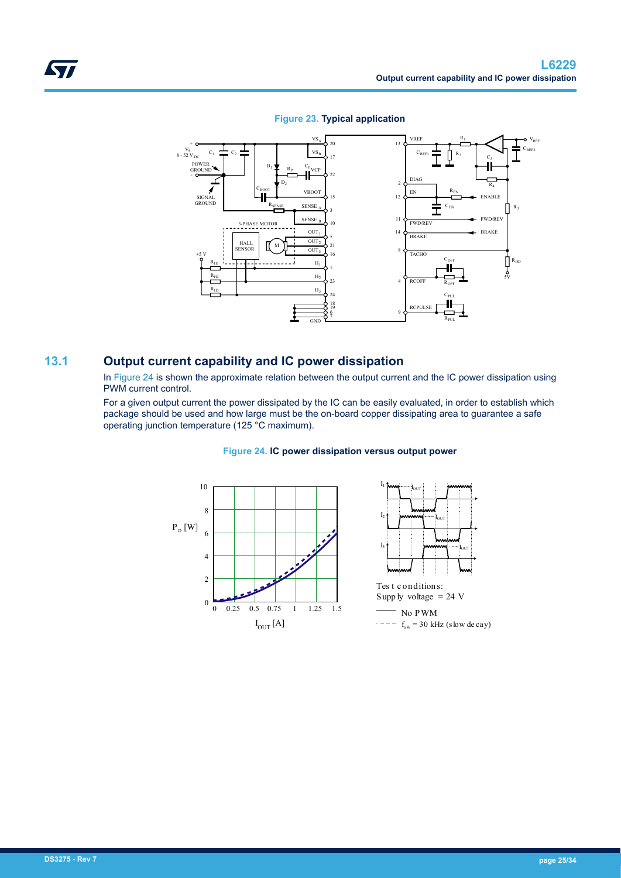**Figure 23. Typical application**

## 13.1 Output current capability and IC power dissipation

In Figure 24 is shown the approximate relation between the output current and the IC power dissipation using PWM current control.

For a given output current the power dissipated by the IC can be easily evaluated, in order to establish which package should be used and how large must be the on-board copper dissipating area to guarantee a safe operating junction temperature (125 °C maximum).

**Figure 24. IC power dissipation versus output power**

Test conditions:
Supply voltage = 24 V

—— No PWM
- - - - $f_{SW}$ = 30 kHz (slow decay)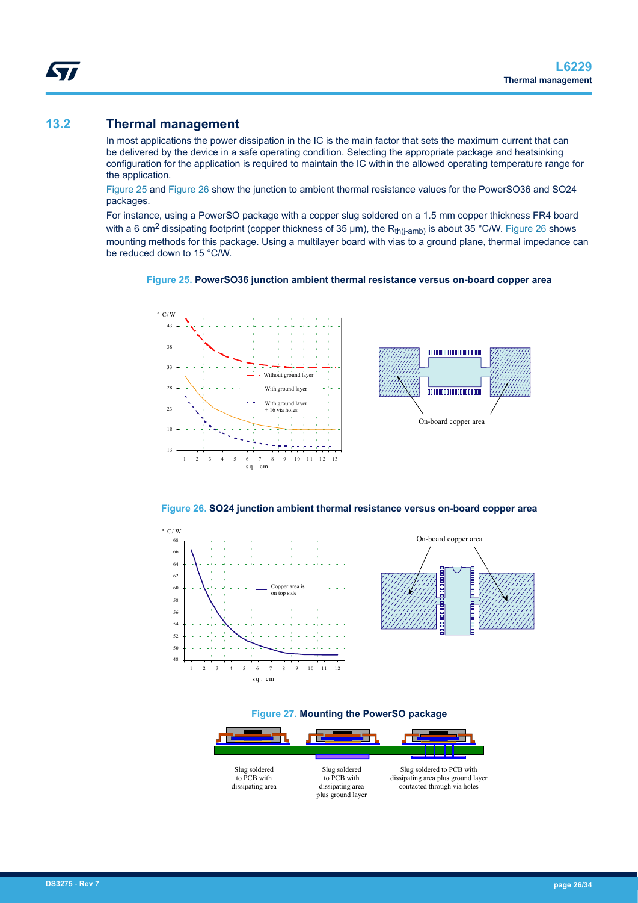## 13.2 Thermal management

In most applications the power dissipation in the IC is the main factor that sets the maximum current that can be delivered by the device in a safe operating condition. Selecting the appropriate package and heatsinking configuration for the application is required to maintain the IC within the allowed operating temperature range for the application.

Figure 25 and Figure 26 show the junction to ambient thermal resistance values for the PowerSO36 and SO24 packages.

For instance, using a PowerSO package with a copper slug soldered on a 1.5 mm copper thickness FR4 board with a 6 cm$^2$ dissipating footprint (copper thickness of 35 µm), the $R_{th(j-amb)}$ is about 35 °C/W. Figure 26 shows mounting methods for this package. Using a multilayer board with vias to a ground plane, thermal impedance can be reduced down to 15 °C/W.

**Figure 25. PowerSO36 junction ambient thermal resistance versus on-board copper area**

**Figure 26. SO24 junction ambient thermal resistance versus on-board copper area**

**Figure 27. Mounting the PowerSO package**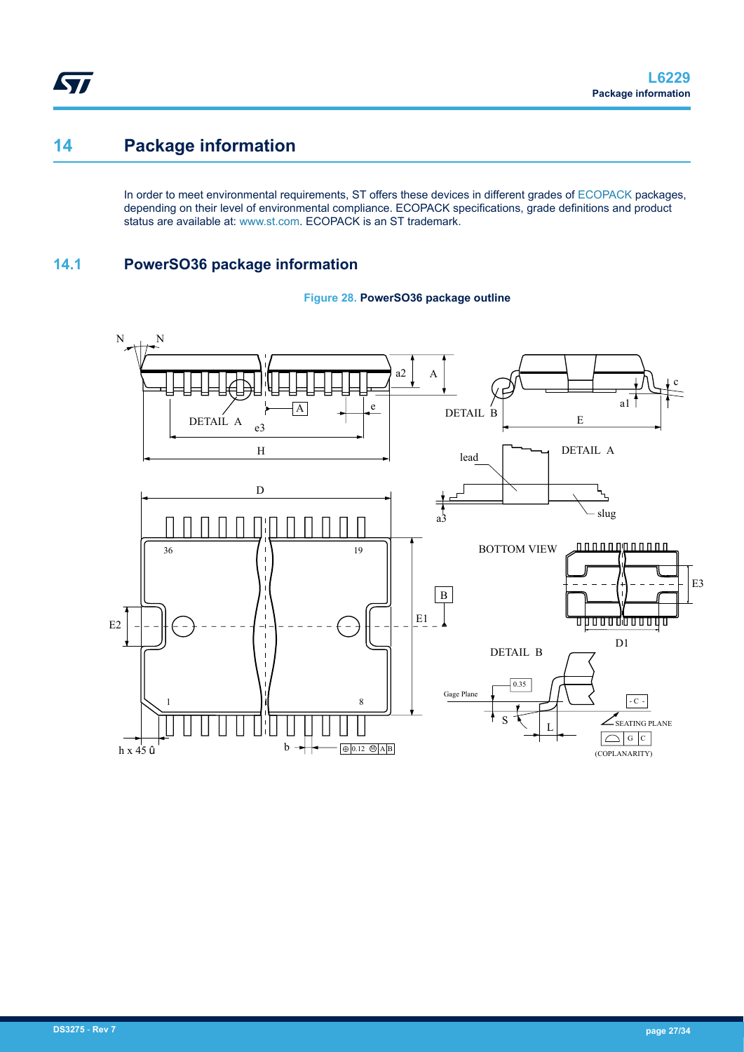# 14 Package information

In order to meet environmental requirements, ST offers these devices in different grades of ECOPACK packages, depending on their level of environmental compliance. ECOPACK specifications, grade definitions and product status are available at: www.st.com. ECOPACK is an ST trademark.

## 14.1 PowerSO36 package information

**Figure 28. PowerSO36 package outline**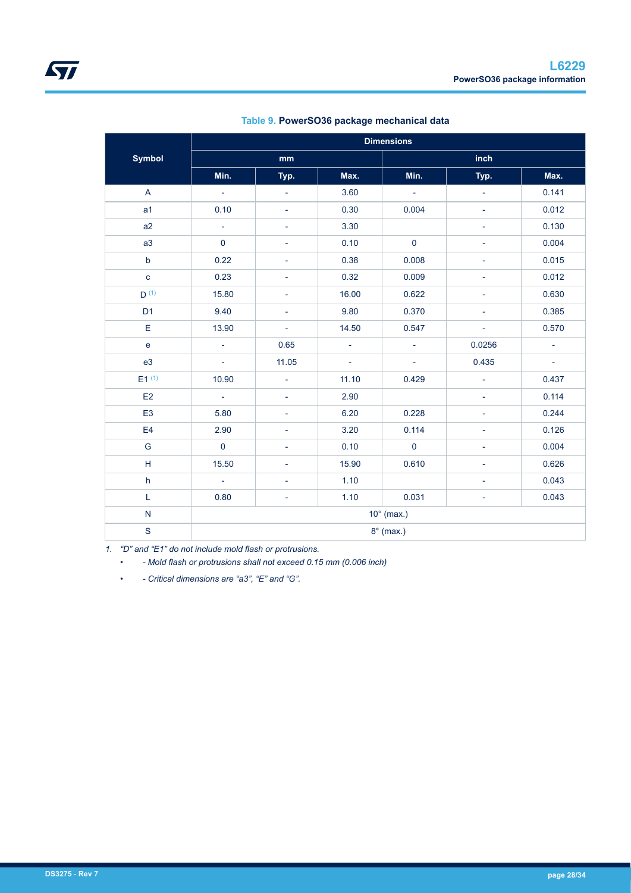**Table 9. PowerSO36 package mechanical data**

| Symbol | Dimensions | | | | | |
|---|---|---|---|---|---|---|
| | mm | | | inch | | |
| | Min. | Typ. | Max. | Min. | Typ. | Max. |
| A | - | - | 3.60 | - | - | 0.141 |
| a1 | 0.10 | - | 0.30 | 0.004 | - | 0.012 |
| a2 | - | - | 3.30 | | - | 0.130 |
| a3 | 0 | - | 0.10 | 0 | - | 0.004 |
| b | 0.22 | - | 0.38 | 0.008 | - | 0.015 |
| c | 0.23 | - | 0.32 | 0.009 | - | 0.012 |
| D (1) | 15.80 | - | 16.00 | 0.622 | - | 0.630 |
| D1 | 9.40 | - | 9.80 | 0.370 | - | 0.385 |
| E | 13.90 | - | 14.50 | 0.547 | - | 0.570 |
| e | - | 0.65 | - | - | 0.0256 | - |
| e3 | - | 11.05 | - | - | 0.435 | - |
| E1 (1) | 10.90 | - | 11.10 | 0.429 | - | 0.437 |
| E2 | - | - | 2.90 | | - | 0.114 |
| E3 | 5.80 | - | 6.20 | 0.228 | - | 0.244 |
| E4 | 2.90 | - | 3.20 | 0.114 | - | 0.126 |
| G | 0 | - | 0.10 | 0 | - | 0.004 |
| H | 15.50 | - | 15.90 | 0.610 | - | 0.626 |
| h | - | - | 1.10 | | - | 0.043 |
| L | 0.80 | - | 1.10 | 0.031 | - | 0.043 |
| N | 10° (max.) | | | | | |
| S | 8° (max.) | | | | | |

1. *"D" and "E1" do not include mold flash or protrusions.*
   - *- Mold flash or protrusions shall not exceed 0.15 mm (0.006 inch)*
   - *- Critical dimensions are "a3", "E" and "G".*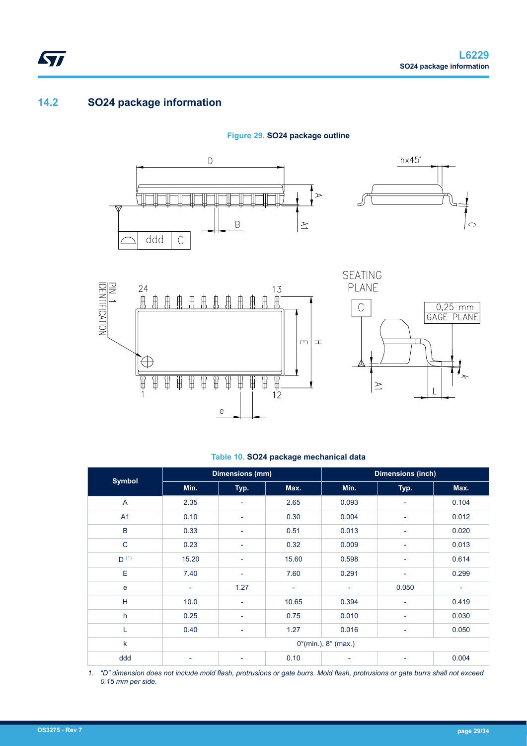## 14.2 SO24 package information

**Figure 29. SO24 package outline**

**Table 10. SO24 package mechanical data**

| Symbol | Dimensions (mm) | | | Dimensions (inch) | | |
|---|---|---|---|---|---|---|
| | Min. | Typ. | Max. | Min. | Typ. | Max. |
| A | 2.35 | - | 2.65 | 0.093 | - | 0.104 |
| A1 | 0.10 | - | 0.30 | 0.004 | - | 0.012 |
| B | 0.33 | - | 0.51 | 0.013 | - | 0.020 |
| C | 0.23 | - | 0.32 | 0.009 | - | 0.013 |
| D (1) | 15.20 | - | 15.60 | 0.598 | - | 0.614 |
| E | 7.40 | - | 7.60 | 0.291 | - | 0.299 |
| e | - | 1.27 | - | - | 0.050 | - |
| H | 10.0 | - | 10.65 | 0.394 | - | 0.419 |
| h | 0.25 | - | 0.75 | 0.010 | - | 0.030 |
| L | 0.40 | - | 1.27 | 0.016 | - | 0.050 |
| k | 0°(min.), 8° (max.) | | | | | |
| ddd | - | - | 0.10 | - | - | 0.004 |

1. *"D" dimension does not include mold flash, protrusions or gate burrs. Mold flash, protrusions or gate burrs shall not exceed 0.15 mm per side.*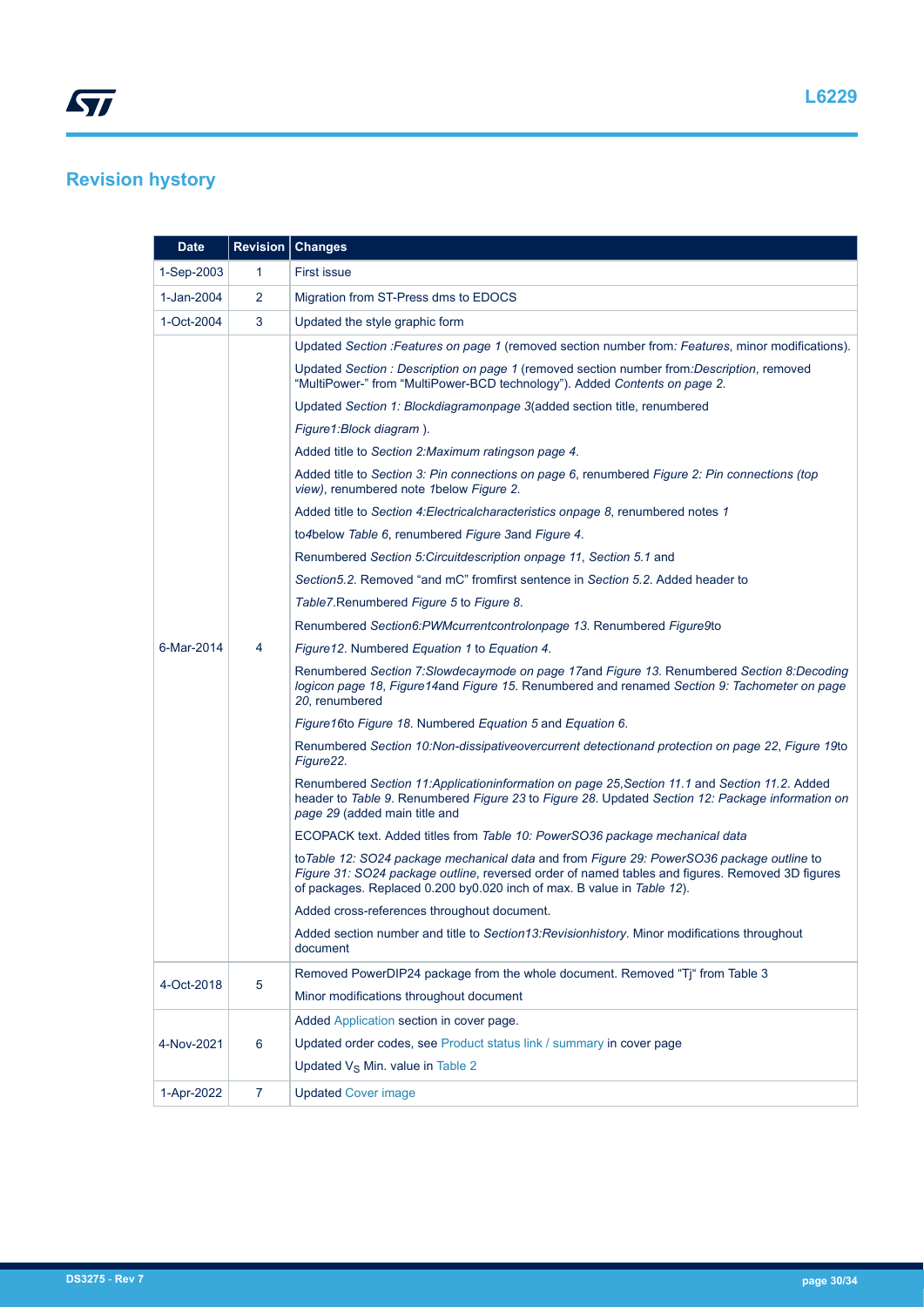## Revision hystory

| Date | Revision | Changes |
| --- | --- | --- |
| 1-Sep-2003 | 1 | First issue |
| 1-Jan-2004 | 2 | Migration from ST-Press dms to EDOCS |
| 1-Oct-2004 | 3 | Updated the style graphic form |
| 6-Mar-2014 | 4 | Updated *Section :Features on page 1* (removed section number from*: Features*, minor modifications).<br>Updated *Section : Description on page 1* (removed section number from*:Description*, removed "MultiPower-" from "MultiPower-BCD technology"). Added *Contents on page 2.*<br>Updated *Section 1: Blockdiagramonpage 3*(added section title, renumbered<br>*Figure1:Block diagram* ).<br>Added title to *Section 2:Maximum ratingson page 4*.<br>Added title to *Section 3: Pin connections on page 6*, renumbered *Figure 2: Pin connections (top view)*, renumbered note *1*below *Figure 2.*<br>Added title to *Section 4:Electricalcharacteristics onpage 8*, renumbered notes *1*<br>to*4*below *Table 6*, renumbered *Figure 3*and *Figure 4*.<br>Renumbered *Section 5:Circuitdescription onpage 11*, *Section 5.1* and<br>*Section5.2*. Removed "and mC" fromfirst sentence in *Section 5.2*. Added header to<br>*Table7*.Renumbered *Figure 5* to *Figure 8*.<br>Renumbered *Section6:PWMcurrentcontrolonpage 13*. Renumbered *Figure9*to<br>*Figure12*. Numbered *Equation 1* to *Equation 4*.<br>Renumbered *Section 7:Slowdecaymode on page 17*and *Figure 13*. Renumbered *Section 8:Decoding logicon page 18*, *Figure14*and *Figure 15*. Renumbered and renamed *Section 9: Tachometer on page 20*, renumbered<br>*Figure16*to *Figure 18*. Numbered *Equation 5* and *Equation 6*.<br>Renumbered *Section 10:Non-dissipativeovercurrent detectionand protection on page 22*, *Figure 19*to *Figure22*.<br>Renumbered *Section 11:Applicationinformation on page 25*,*Section 11.1* and *Section 11.2*. Added header to *Table 9*. Renumbered *Figure 23* to *Figure 28*. Updated *Section 12: Package information on page 29* (added main title and<br>ECOPACK text. Added titles from *Table 10: PowerSO36 package mechanical data*<br>to*Table 12: SO24 package mechanical data* and from *Figure 29: PowerSO36 package outline* to *Figure 31: SO24 package outline*, reversed order of named tables and figures. Removed 3D figures of packages. Replaced 0.200 by0.020 inch of max. B value in *Table 12*).<br>Added cross-references throughout document.<br>Added section number and title to *Section13:Revisionhistory*. Minor modifications throughout document |
| 4-Oct-2018 | 5 | Removed PowerDIP24 package from the whole document. Removed "Tj" from Table 3<br>Minor modifications throughout document |
| 4-Nov-2021 | 6 | Added Application section in cover page.<br>Updated order codes, see Product status link / summary in cover page<br>Updated $V_S$ Min. value in Table 2 |
| 1-Apr-2022 | 7 | Updated Cover image |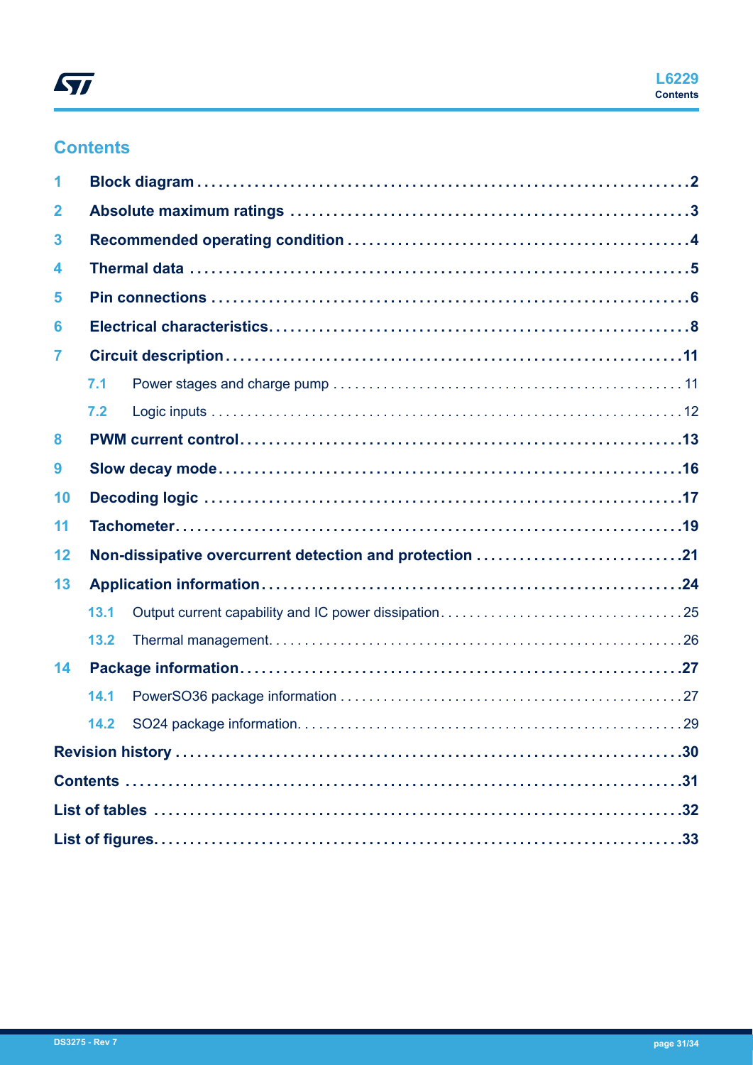## Contents

| | | |
|---|---|---|
| **1** | **Block diagram** | **2** |
| **2** | **Absolute maximum ratings** | **3** |
| **3** | **Recommended operating condition** | **4** |
| **4** | **Thermal data** | **5** |
| **5** | **Pin connections** | **6** |
| **6** | **Electrical characteristics** | **8** |
| **7** | **Circuit description** | **11** |
| 7.1 | Power stages and charge pump | 11 |
| 7.2 | Logic inputs | 12 |
| **8** | **PWM current control** | **13** |
| **9** | **Slow decay mode** | **16** |
| **10** | **Decoding logic** | **17** |
| **11** | **Tachometer** | **19** |
| **12** | **Non-dissipative overcurrent detection and protection** | **21** |
| **13** | **Application information** | **24** |
| 13.1 | Output current capability and IC power dissipation | 25 |
| 13.2 | Thermal management | 26 |
| **14** | **Package information** | **27** |
| 14.1 | PowerSO36 package information | 27 |
| 14.2 | SO24 package information | 29 |
| | **Revision history** | **30** |
| | **Contents** | **31** |
| | **List of tables** | **32** |
| | **List of figures** | **33** |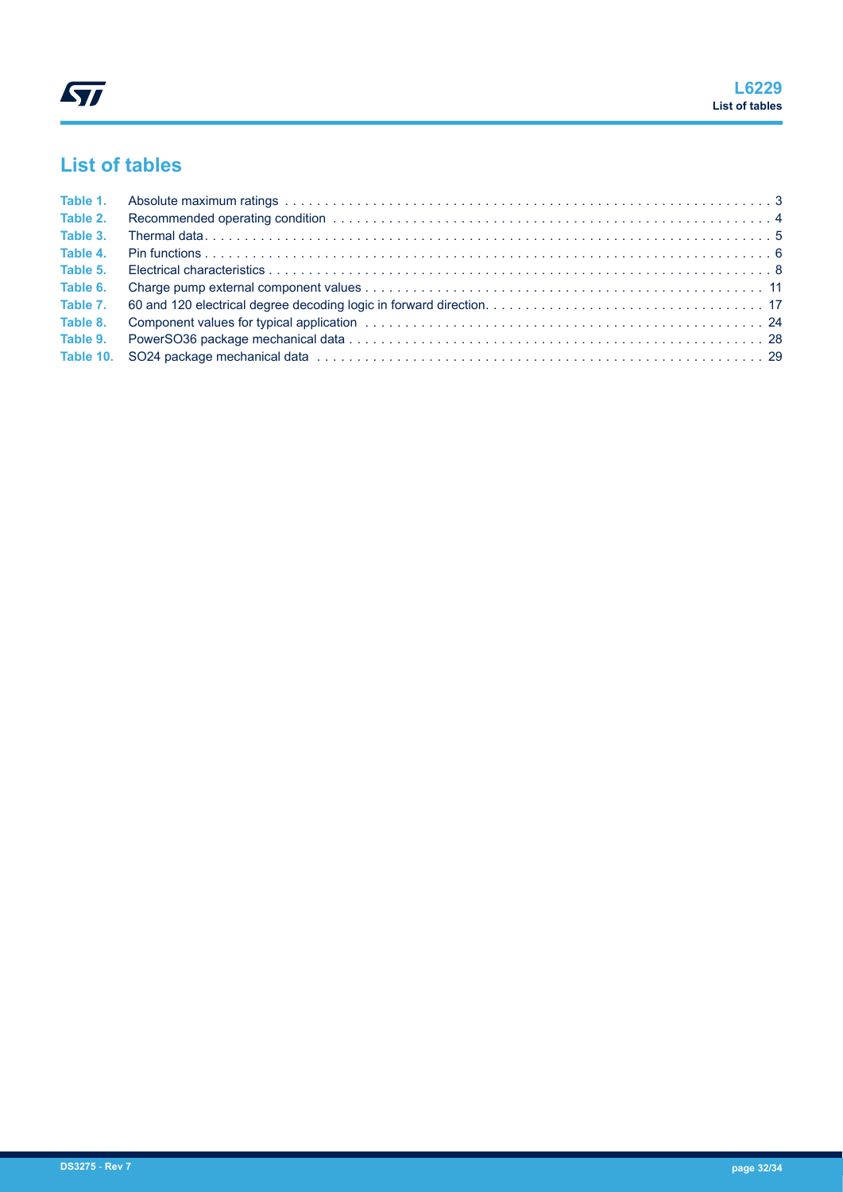# List of tables

Table 1. Absolute maximum ratings . . . . . . . . . . . . . . . . . . . . . . . . . . . . . . . . . . . . . . . . . . . . . . . . . . . . . . . . . . . . . 3
Table 2. Recommended operating condition . . . . . . . . . . . . . . . . . . . . . . . . . . . . . . . . . . . . . . . . . . . . . . . . . . . . . . . 4
Table 3. Thermal data. . . . . . . . . . . . . . . . . . . . . . . . . . . . . . . . . . . . . . . . . . . . . . . . . . . . . . . . . . . . . . . . . . . . 5
Table 4. Pin functions . . . . . . . . . . . . . . . . . . . . . . . . . . . . . . . . . . . . . . . . . . . . . . . . . . . . . . . . . . . . . . . . . . . 6
Table 5. Electrical characteristics . . . . . . . . . . . . . . . . . . . . . . . . . . . . . . . . . . . . . . . . . . . . . . . . . . . . . . . . . . . . . 8
Table 6. Charge pump external component values . . . . . . . . . . . . . . . . . . . . . . . . . . . . . . . . . . . . . . . . . . . . . . . . . 11
Table 7. 60 and 120 electrical degree decoding logic in forward direction. . . . . . . . . . . . . . . . . . . . . . . . . . . . . . . . . . . 17
Table 8. Component values for typical application . . . . . . . . . . . . . . . . . . . . . . . . . . . . . . . . . . . . . . . . . . . . . . . . . 24
Table 9. PowerSO36 package mechanical data . . . . . . . . . . . . . . . . . . . . . . . . . . . . . . . . . . . . . . . . . . . . . . . . . . . 28
Table 10. SO24 package mechanical data . . . . . . . . . . . . . . . . . . . . . . . . . . . . . . . . . . . . . . . . . . . . . . . . . . . . . . . 29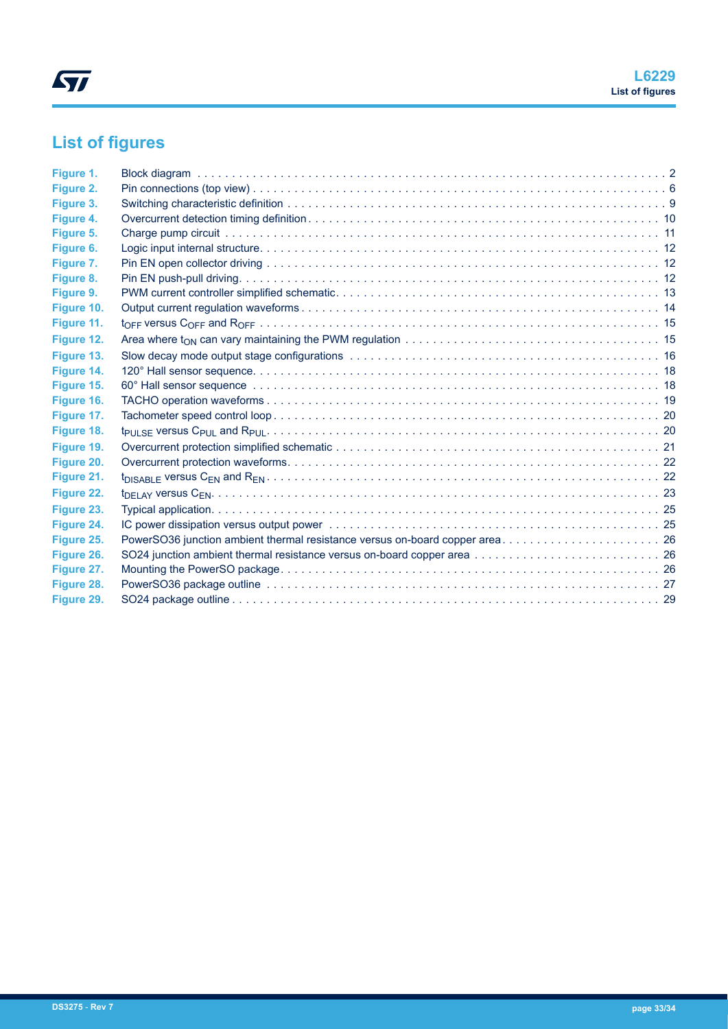# List of figures

| | | |
|---|---|---|
| Figure 1. | Block diagram | 2 |
| Figure 2. | Pin connections (top view) | 6 |
| Figure 3. | Switching characteristic definition | 9 |
| Figure 4. | Overcurrent detection timing definition | 10 |
| Figure 5. | Charge pump circuit | 11 |
| Figure 6. | Logic input internal structure | 12 |
| Figure 7. | Pin EN open collector driving | 12 |
| Figure 8. | Pin EN push-pull driving | 12 |
| Figure 9. | PWM current controller simplified schematic | 13 |
| Figure 10. | Output current regulation waveforms | 14 |
| Figure 11. | $t_{OFF}$ versus $C_{OFF}$ and $R_{OFF}$ | 15 |
| Figure 12. | Area where $t_{ON}$ can vary maintaining the PWM regulation | 15 |
| Figure 13. | Slow decay mode output stage configurations | 16 |
| Figure 14. | 120° Hall sensor sequence | 18 |
| Figure 15. | 60° Hall sensor sequence | 18 |
| Figure 16. | TACHO operation waveforms | 19 |
| Figure 17. | Tachometer speed control loop | 20 |
| Figure 18. | $t_{PULSE}$ versus $C_{PUL}$ and $R_{PUL}$ | 20 |
| Figure 19. | Overcurrent protection simplified schematic | 21 |
| Figure 20. | Overcurrent protection waveforms | 22 |
| Figure 21. | $t_{DISABLE}$ versus $C_{EN}$ and $R_{EN}$ | 22 |
| Figure 22. | $t_{DELAY}$ versus $C_{EN}$ | 23 |
| Figure 23. | Typical application | 25 |
| Figure 24. | IC power dissipation versus output power | 25 |
| Figure 25. | PowerSO36 junction ambient thermal resistance versus on-board copper area | 26 |
| Figure 26. | SO24 junction ambient thermal resistance versus on-board copper area | 26 |
| Figure 27. | Mounting the PowerSO package | 26 |
| Figure 28. | PowerSO36 package outline | 27 |
| Figure 29. | SO24 package outline | 29 |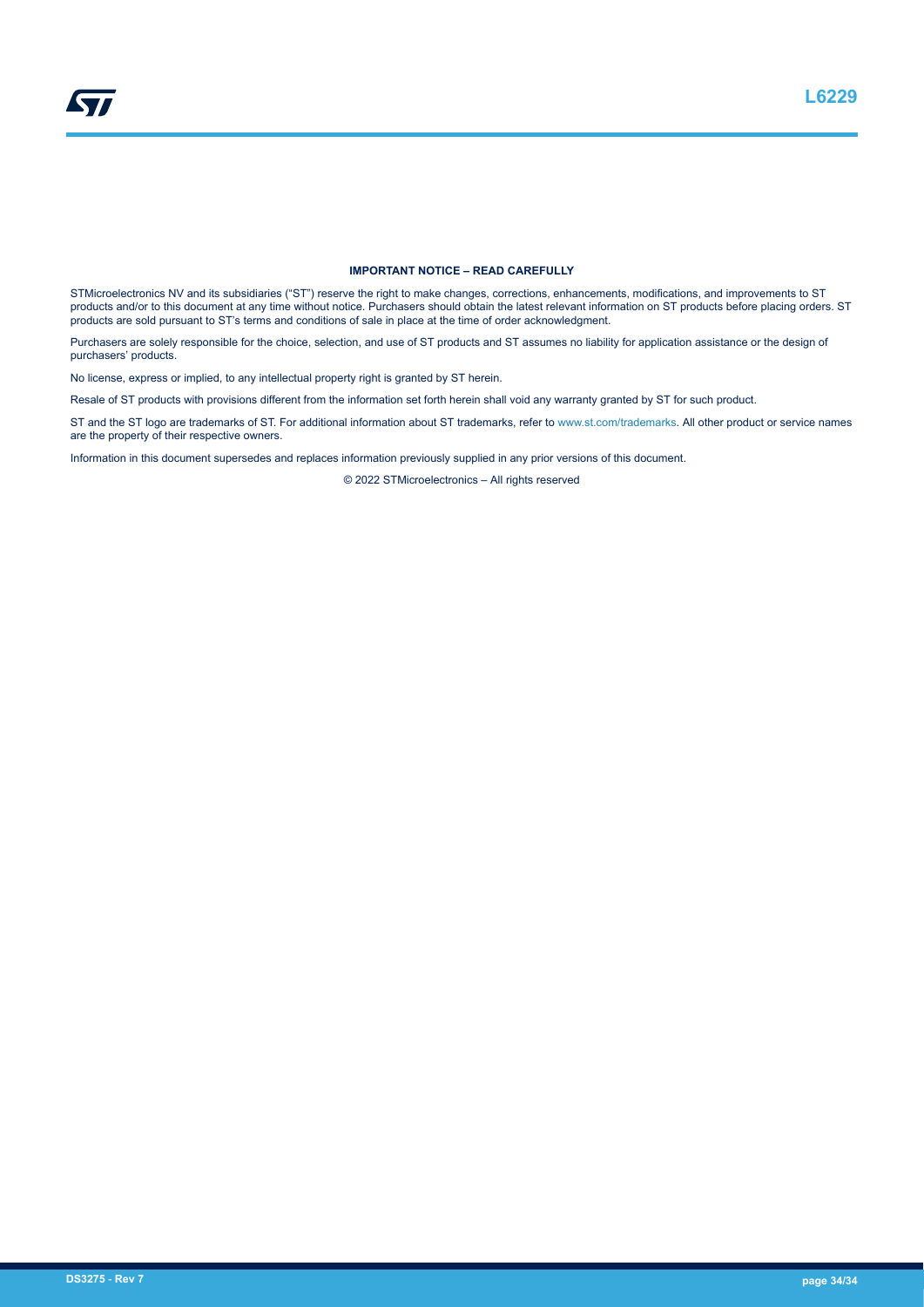**IMPORTANT NOTICE – READ CAREFULLY**

STMicroelectronics NV and its subsidiaries ("ST") reserve the right to make changes, corrections, enhancements, modifications, and improvements to ST products and/or to this document at any time without notice. Purchasers should obtain the latest relevant information on ST products before placing orders. ST products are sold pursuant to ST's terms and conditions of sale in place at the time of order acknowledgment.

Purchasers are solely responsible for the choice, selection, and use of ST products and ST assumes no liability for application assistance or the design of purchasers' products.

No license, express or implied, to any intellectual property right is granted by ST herein.

Resale of ST products with provisions different from the information set forth herein shall void any warranty granted by ST for such product.

ST and the ST logo are trademarks of ST. For additional information about ST trademarks, refer to www.st.com/trademarks. All other product or service names are the property of their respective owners.

Information in this document supersedes and replaces information previously supplied in any prior versions of this document.

© 2022 STMicroelectronics – All rights reserved